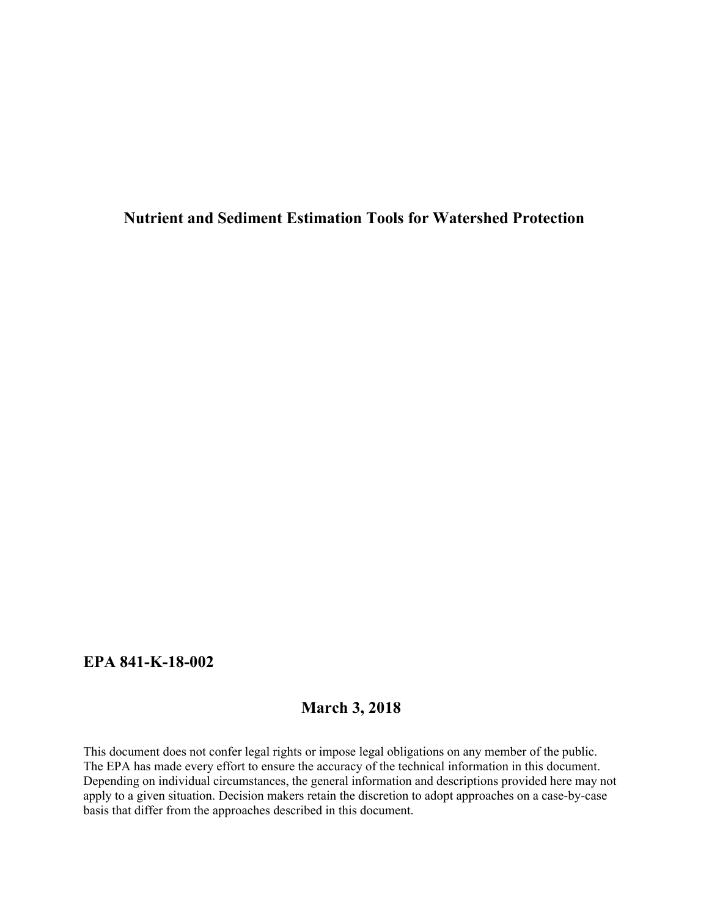# Nutrient and Sediment Estimation Tools for Watershed Protection

**EPA 841-K-18-002**

**March 3, 2018**

This document does not confer legal rights or impose legal obligations on any member of the public. The EPA has made every effort to ensure the accuracy of the technical information in this document. Depending on individual circumstances, the general information and descriptions provided here may not apply to a given situation. Decision makers retain the discretion to adopt approaches on a case-by-case basis that differ from the approaches described in this document.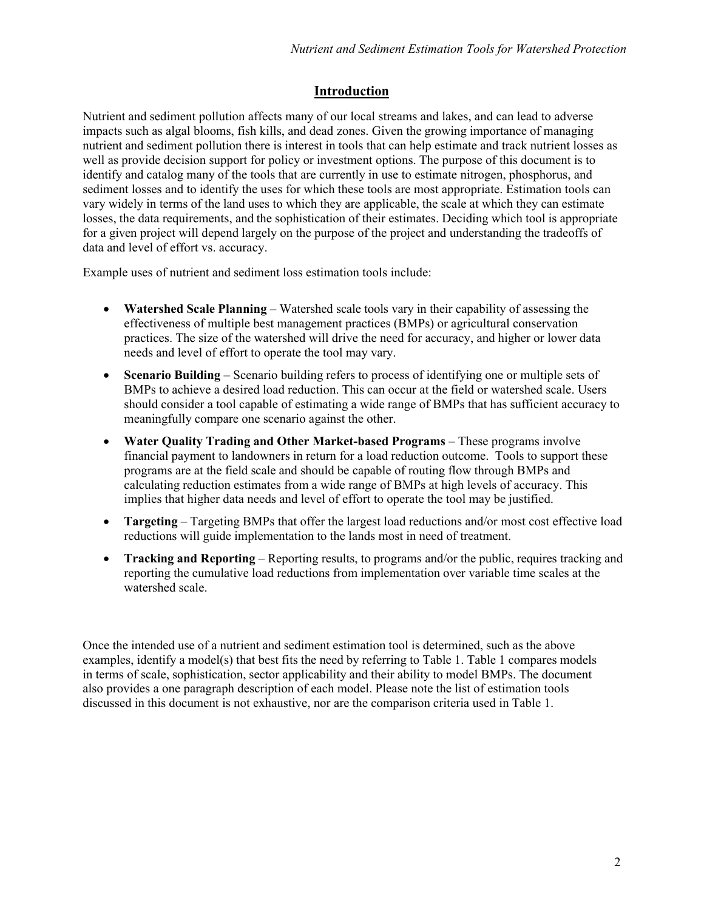## Introduction

Nutrient and sediment pollution affects many of our local streams and lakes, and can lead to adverse impacts such as algal blooms, fish kills, and dead zones. Given the growing importance of managing nutrient and sediment pollution there is interest in tools that can help estimate and track nutrient losses as well as provide decision support for policy or investment options. The purpose of this document is to identify and catalog many of the tools that are currently in use to estimate nitrogen, phosphorus, and sediment losses and to identify the uses for which these tools are most appropriate. Estimation tools can vary widely in terms of the land uses to which they are applicable, the scale at which they can estimate losses, the data requirements, and the sophistication of their estimates. Deciding which tool is appropriate for a given project will depend largely on the purpose of the project and understanding the tradeoffs of data and level of effort vs. accuracy.

Example uses of nutrient and sediment loss estimation tools include:

- **Watershed Scale Planning** – Watershed scale tools vary in their capability of assessing the effectiveness of multiple best management practices (BMPs) or agricultural conservation practices. The size of the watershed will drive the need for accuracy, and higher or lower data needs and level of effort to operate the tool may vary.
- **Scenario Building** – Scenario building refers to process of identifying one or multiple sets of BMPs to achieve a desired load reduction. This can occur at the field or watershed scale. Users should consider a tool capable of estimating a wide range of BMPs that has sufficient accuracy to meaningfully compare one scenario against the other.
- **Water Quality Trading and Other Market-based Programs** – These programs involve financial payment to landowners in return for a load reduction outcome. Tools to support these programs are at the field scale and should be capable of routing flow through BMPs and calculating reduction estimates from a wide range of BMPs at high levels of accuracy. This implies that higher data needs and level of effort to operate the tool may be justified.
- **Targeting** – Targeting BMPs that offer the largest load reductions and/or most cost effective load reductions will guide implementation to the lands most in need of treatment.
- **Tracking and Reporting** – Reporting results, to programs and/or the public, requires tracking and reporting the cumulative load reductions from implementation over variable time scales at the watershed scale.

Once the intended use of a nutrient and sediment estimation tool is determined, such as the above examples, identify a model(s) that best fits the need by referring to Table 1. Table 1 compares models in terms of scale, sophistication, sector applicability and their ability to model BMPs. The document also provides a one paragraph description of each model. Please note the list of estimation tools discussed in this document is not exhaustive, nor are the comparison criteria used in Table 1.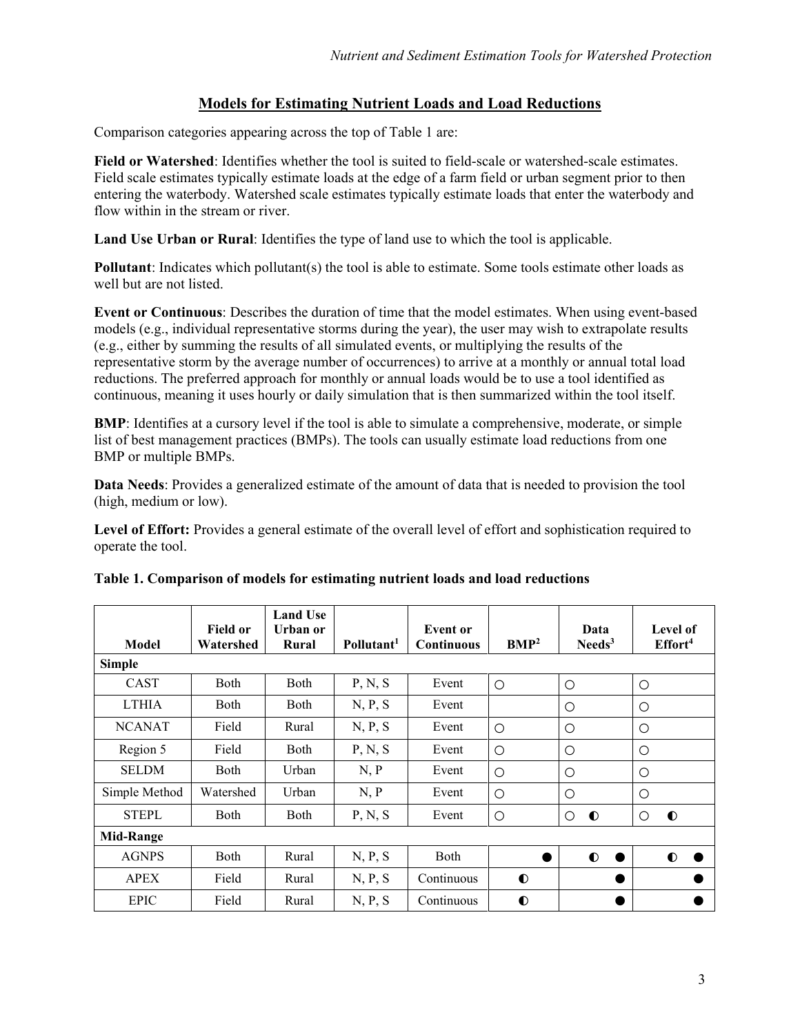## Models for Estimating Nutrient Loads and Load Reductions

Comparison categories appearing across the top of Table 1 are:

**Field or Watershed**: Identifies whether the tool is suited to field-scale or watershed-scale estimates. Field scale estimates typically estimate loads at the edge of a farm field or urban segment prior to then entering the waterbody. Watershed scale estimates typically estimate loads that enter the waterbody and flow within in the stream or river.

**Land Use Urban or Rural**: Identifies the type of land use to which the tool is applicable.

**Pollutant**: Indicates which pollutant(s) the tool is able to estimate. Some tools estimate other loads as well but are not listed.

**Event or Continuous**: Describes the duration of time that the model estimates. When using event-based models (e.g., individual representative storms during the year), the user may wish to extrapolate results (e.g., either by summing the results of all simulated events, or multiplying the results of the representative storm by the average number of occurrences) to arrive at a monthly or annual total load reductions. The preferred approach for monthly or annual loads would be to use a tool identified as continuous, meaning it uses hourly or daily simulation that is then summarized within the tool itself.

**BMP**: Identifies at a cursory level if the tool is able to simulate a comprehensive, moderate, or simple list of best management practices (BMPs). The tools can usually estimate load reductions from one BMP or multiple BMPs.

**Data Needs**: Provides a generalized estimate of the amount of data that is needed to provision the tool (high, medium or low).

**Level of Effort:** Provides a general estimate of the overall level of effort and sophistication required to operate the tool.

**Table 1. Comparison of models for estimating nutrient loads and load reductions**

| Model | Field or Watershed | Land Use Urban or Rural | Pollutant[1] | Event or Continuous | BMP[2] | Data Needs[3] | Level of Effort[4] |
|---|---|---|---|---|---|---|---|
| **Simple** | | | | | | | |
| CAST | Both | Both | P, N, S | Event | ○ | ○ | ○ |
| LTHIA | Both | Both | N, P, S | Event | | ○ | ○ |
| NCANAT | Field | Rural | N, P, S | Event | ○ | ○ | ○ |
| Region 5 | Field | Both | P, N, S | Event | ○ | ○ | ○ |
| SELDM | Both | Urban | N, P | Event | ○ | ○ | ○ |
| Simple Method | Watershed | Urban | N, P | Event | ○ | ○ | ○ |
| STEPL | Both | Both | P, N, S | Event | ○ | ○ ◐ | ○ ◐ |
| **Mid-Range** | | | | | | | |
| AGNPS | Both | Rural | N, P, S | Both | ● | ◐ ● | ◐ ● |
| APEX | Field | Rural | N, P, S | Continuous | ◐ | ● | ● |
| EPIC | Field | Rural | N, P, S | Continuous | ◐ | ● | ● |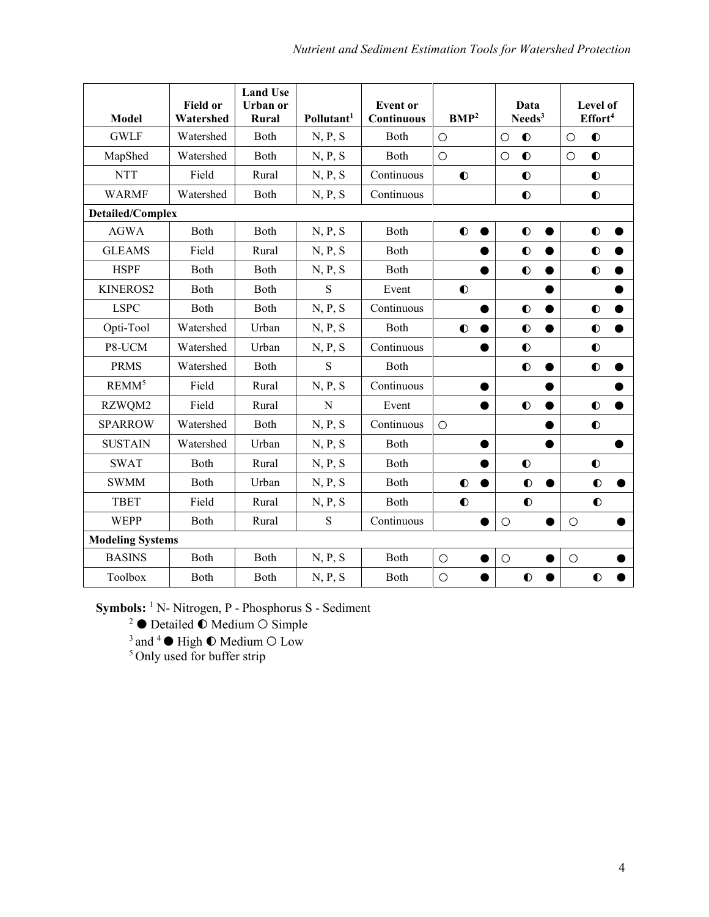| Model | Field or Watershed | Land Use Urban or Rural | Pollutant[1] | Event or Continuous | BMP[2] | Data Needs[3] | Level of Effort[4] |
|---|---|---|---|---|---|---|---|
| GWLF | Watershed | Both | N, P, S | Both | ○ | ○ ◐ | ○ ◐ |
| MapShed | Watershed | Both | N, P, S | Both | ○ | ○ ◐ | ○ ◐ |
| NTT | Field | Rural | N, P, S | Continuous | ◐ | ◐ | ◐ |
| WARMF | Watershed | Both | N, P, S | Continuous | | ◐ | ◐ |
| **Detailed/Complex** | | | | | | | |
| AGWA | Both | Both | N, P, S | Both | ◐ ● | ◐ ● | ◐ ● |
| GLEAMS | Field | Rural | N, P, S | Both | ● | ◐ ● | ◐ ● |
| HSPF | Both | Both | N, P, S | Both | ● | ◐ ● | ◐ ● |
| KINEROS2 | Both | Both | S | Event | ◐ | ● | ● |
| LSPC | Both | Both | N, P, S | Continuous | ● | ◐ ● | ◐ ● |
| Opti-Tool | Watershed | Urban | N, P, S | Both | ◐ ● | ◐ ● | ◐ ● |
| P8-UCM | Watershed | Urban | N, P, S | Continuous | ● | ◐ | ◐ |
| PRMS | Watershed | Both | S | Both | | ◐ ● | ◐ ● |
| REMM[5] | Field | Rural | N, P, S | Continuous | ● | ● | ● |
| RZWQM2 | Field | Rural | N | Event | ● | ◐ ● | ◐ ● |
| SPARROW | Watershed | Both | N, P, S | Continuous | ○ | ● | ◐ |
| SUSTAIN | Watershed | Urban | N, P, S | Both | ● | ● | ● |
| SWAT | Both | Rural | N, P, S | Both | ● | ◐ | ◐ |
| SWMM | Both | Urban | N, P, S | Both | ◐ ● | ◐ ● | ◐ ● |
| TBET | Field | Rural | N, P, S | Both | ◐ | ◐ | ◐ |
| WEPP | Both | Rural | S | Continuous | ● | ○ ● | ○ ● |
| **Modeling Systems** | | | | | | | |
| BASINS | Both | Both | N, P, S | Both | ○ ● | ○ ● | ○ ● |
| Toolbox | Both | Both | N, P, S | Both | ○ ● | ◐ ● | ◐ ● |

**Symbols:** [1] N- Nitrogen, P - Phosphorus S - Sediment

[2] ● Detailed ◐ Medium ○ Simple

[3] and [4] ● High ◐ Medium ○ Low

[5] Only used for buffer strip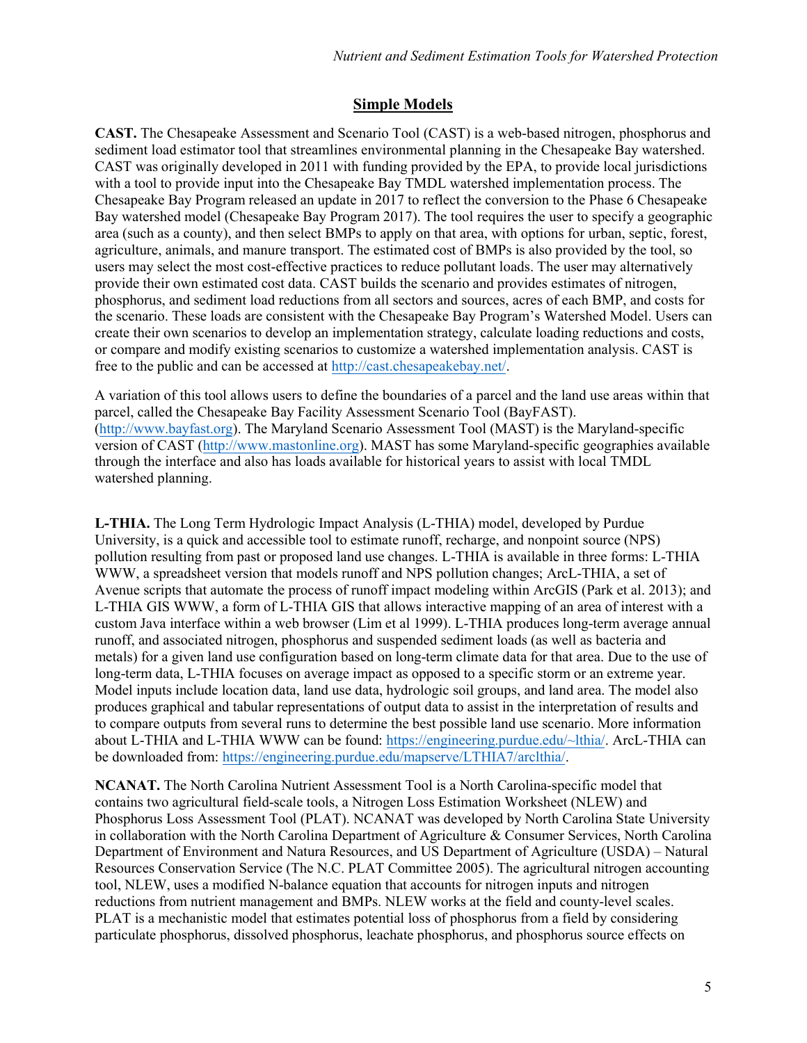## Simple Models

**CAST.** The Chesapeake Assessment and Scenario Tool (CAST) is a web-based nitrogen, phosphorus and sediment load estimator tool that streamlines environmental planning in the Chesapeake Bay watershed. CAST was originally developed in 2011 with funding provided by the EPA, to provide local jurisdictions with a tool to provide input into the Chesapeake Bay TMDL watershed implementation process. The Chesapeake Bay Program released an update in 2017 to reflect the conversion to the Phase 6 Chesapeake Bay watershed model (Chesapeake Bay Program 2017). The tool requires the user to specify a geographic area (such as a county), and then select BMPs to apply on that area, with options for urban, septic, forest, agriculture, animals, and manure transport. The estimated cost of BMPs is also provided by the tool, so users may select the most cost-effective practices to reduce pollutant loads. The user may alternatively provide their own estimated cost data. CAST builds the scenario and provides estimates of nitrogen, phosphorus, and sediment load reductions from all sectors and sources, acres of each BMP, and costs for the scenario. These loads are consistent with the Chesapeake Bay Program's Watershed Model. Users can create their own scenarios to develop an implementation strategy, calculate loading reductions and costs, or compare and modify existing scenarios to customize a watershed implementation analysis. CAST is free to the public and can be accessed at [http://cast.chesapeakebay.net/](http://cast.chesapeakebay.net/).

A variation of this tool allows users to define the boundaries of a parcel and the land use areas within that parcel, called the Chesapeake Bay Facility Assessment Scenario Tool (BayFAST). ([http://www.bayfast.org](http://www.bayfast.org)). The Maryland Scenario Assessment Tool (MAST) is the Maryland-specific version of CAST ([http://www.mastonline.org](http://www.mastonline.org)). MAST has some Maryland-specific geographies available through the interface and also has loads available for historical years to assist with local TMDL watershed planning.

**L-THIA.** The Long Term Hydrologic Impact Analysis (L-THIA) model, developed by Purdue University, is a quick and accessible tool to estimate runoff, recharge, and nonpoint source (NPS) pollution resulting from past or proposed land use changes. L-THIA is available in three forms: L-THIA WWW, a spreadsheet version that models runoff and NPS pollution changes; ArcL-THIA, a set of Avenue scripts that automate the process of runoff impact modeling within ArcGIS (Park et al. 2013); and L-THIA GIS WWW, a form of L-THIA GIS that allows interactive mapping of an area of interest with a custom Java interface within a web browser (Lim et al 1999). L-THIA produces long-term average annual runoff, and associated nitrogen, phosphorus and suspended sediment loads (as well as bacteria and metals) for a given land use configuration based on long-term climate data for that area. Due to the use of long-term data, L-THIA focuses on average impact as opposed to a specific storm or an extreme year. Model inputs include location data, land use data, hydrologic soil groups, and land area. The model also produces graphical and tabular representations of output data to assist in the interpretation of results and to compare outputs from several runs to determine the best possible land use scenario. More information about L-THIA and L-THIA WWW can be found: [https://engineering.purdue.edu/~lthia/](https://engineering.purdue.edu/~lthia/). ArcL-THIA can be downloaded from: [https://engineering.purdue.edu/mapserve/LTHIA7/arclthia/](https://engineering.purdue.edu/mapserve/LTHIA7/arclthia/).

**NCANAT.** The North Carolina Nutrient Assessment Tool is a North Carolina-specific model that contains two agricultural field-scale tools, a Nitrogen Loss Estimation Worksheet (NLEW) and Phosphorus Loss Assessment Tool (PLAT). NCANAT was developed by North Carolina State University in collaboration with the North Carolina Department of Agriculture & Consumer Services, North Carolina Department of Environment and Natura Resources, and US Department of Agriculture (USDA) – Natural Resources Conservation Service (The N.C. PLAT Committee 2005). The agricultural nitrogen accounting tool, NLEW, uses a modified N-balance equation that accounts for nitrogen inputs and nitrogen reductions from nutrient management and BMPs. NLEW works at the field and county-level scales. PLAT is a mechanistic model that estimates potential loss of phosphorus from a field by considering particulate phosphorus, dissolved phosphorus, leachate phosphorus, and phosphorus source effects on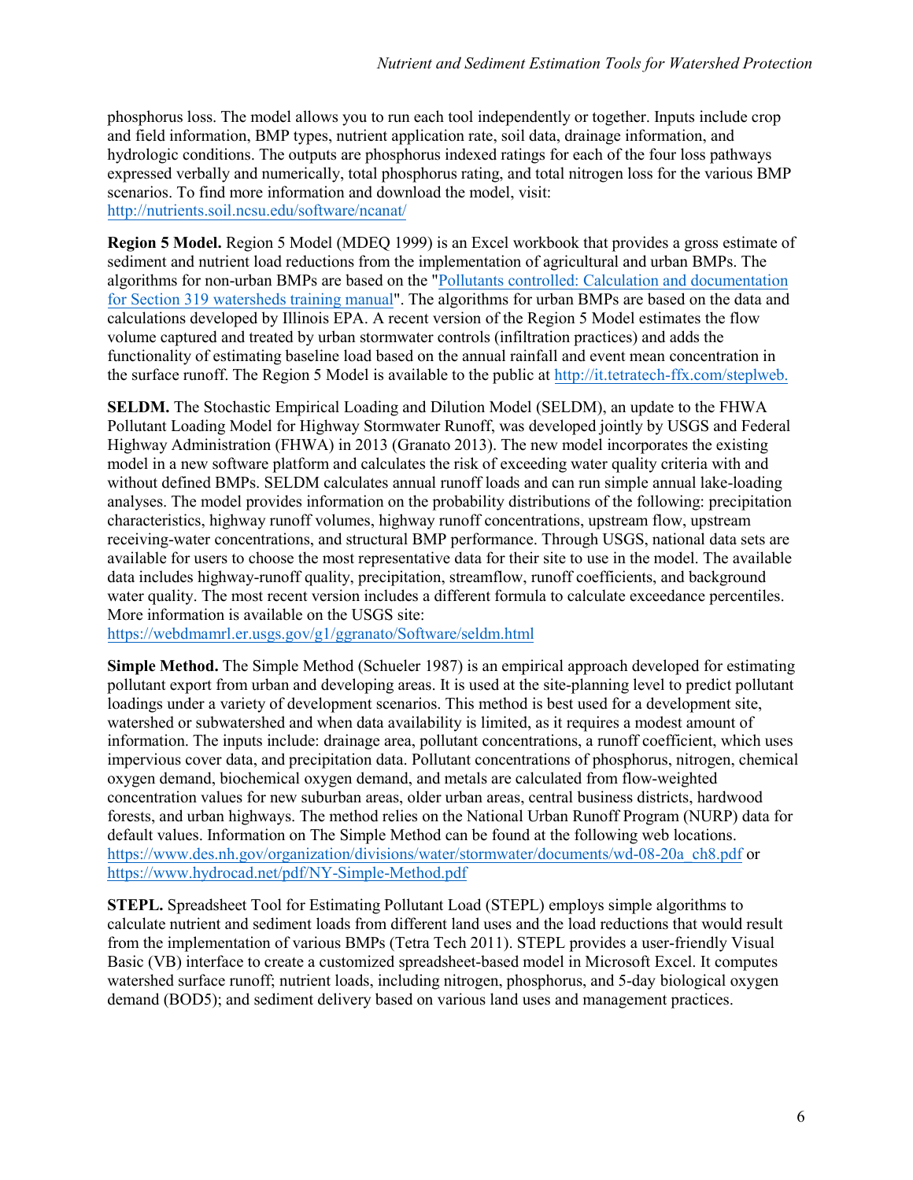phosphorus loss. The model allows you to run each tool independently or together. Inputs include crop and field information, BMP types, nutrient application rate, soil data, drainage information, and hydrologic conditions. The outputs are phosphorus indexed ratings for each of the four loss pathways expressed verbally and numerically, total phosphorus rating, and total nitrogen loss for the various BMP scenarios. To find more information and download the model, visit: http://nutrients.soil.ncsu.edu/software/ncanat/

**Region 5 Model.** Region 5 Model (MDEQ 1999) is an Excel workbook that provides a gross estimate of sediment and nutrient load reductions from the implementation of agricultural and urban BMPs. The algorithms for non-urban BMPs are based on the "Pollutants controlled: Calculation and documentation for Section 319 watersheds training manual". The algorithms for urban BMPs are based on the data and calculations developed by Illinois EPA. A recent version of the Region 5 Model estimates the flow volume captured and treated by urban stormwater controls (infiltration practices) and adds the functionality of estimating baseline load based on the annual rainfall and event mean concentration in the surface runoff. The Region 5 Model is available to the public at http://it.tetratech-ffx.com/steplweb.

**SELDM.** The Stochastic Empirical Loading and Dilution Model (SELDM), an update to the FHWA Pollutant Loading Model for Highway Stormwater Runoff, was developed jointly by USGS and Federal Highway Administration (FHWA) in 2013 (Granato 2013). The new model incorporates the existing model in a new software platform and calculates the risk of exceeding water quality criteria with and without defined BMPs. SELDM calculates annual runoff loads and can run simple annual lake-loading analyses. The model provides information on the probability distributions of the following: precipitation characteristics, highway runoff volumes, highway runoff concentrations, upstream flow, upstream receiving-water concentrations, and structural BMP performance. Through USGS, national data sets are available for users to choose the most representative data for their site to use in the model. The available data includes highway-runoff quality, precipitation, streamflow, runoff coefficients, and background water quality. The most recent version includes a different formula to calculate exceedance percentiles. More information is available on the USGS site: https://webdmamrl.er.usgs.gov/g1/ggranato/Software/seldm.html

**Simple Method.** The Simple Method (Schueler 1987) is an empirical approach developed for estimating pollutant export from urban and developing areas. It is used at the site-planning level to predict pollutant loadings under a variety of development scenarios. This method is best used for a development site, watershed or subwatershed and when data availability is limited, as it requires a modest amount of information. The inputs include: drainage area, pollutant concentrations, a runoff coefficient, which uses impervious cover data, and precipitation data. Pollutant concentrations of phosphorus, nitrogen, chemical oxygen demand, biochemical oxygen demand, and metals are calculated from flow-weighted concentration values for new suburban areas, older urban areas, central business districts, hardwood forests, and urban highways. The method relies on the National Urban Runoff Program (NURP) data for default values. Information on The Simple Method can be found at the following web locations. https://www.des.nh.gov/organization/divisions/water/stormwater/documents/wd-08-20a_ch8.pdf or https://www.hydrocad.net/pdf/NY-Simple-Method.pdf

**STEPL.** Spreadsheet Tool for Estimating Pollutant Load (STEPL) employs simple algorithms to calculate nutrient and sediment loads from different land uses and the load reductions that would result from the implementation of various BMPs (Tetra Tech 2011). STEPL provides a user-friendly Visual Basic (VB) interface to create a customized spreadsheet-based model in Microsoft Excel. It computes watershed surface runoff; nutrient loads, including nitrogen, phosphorus, and 5-day biological oxygen demand (BOD5); and sediment delivery based on various land uses and management practices.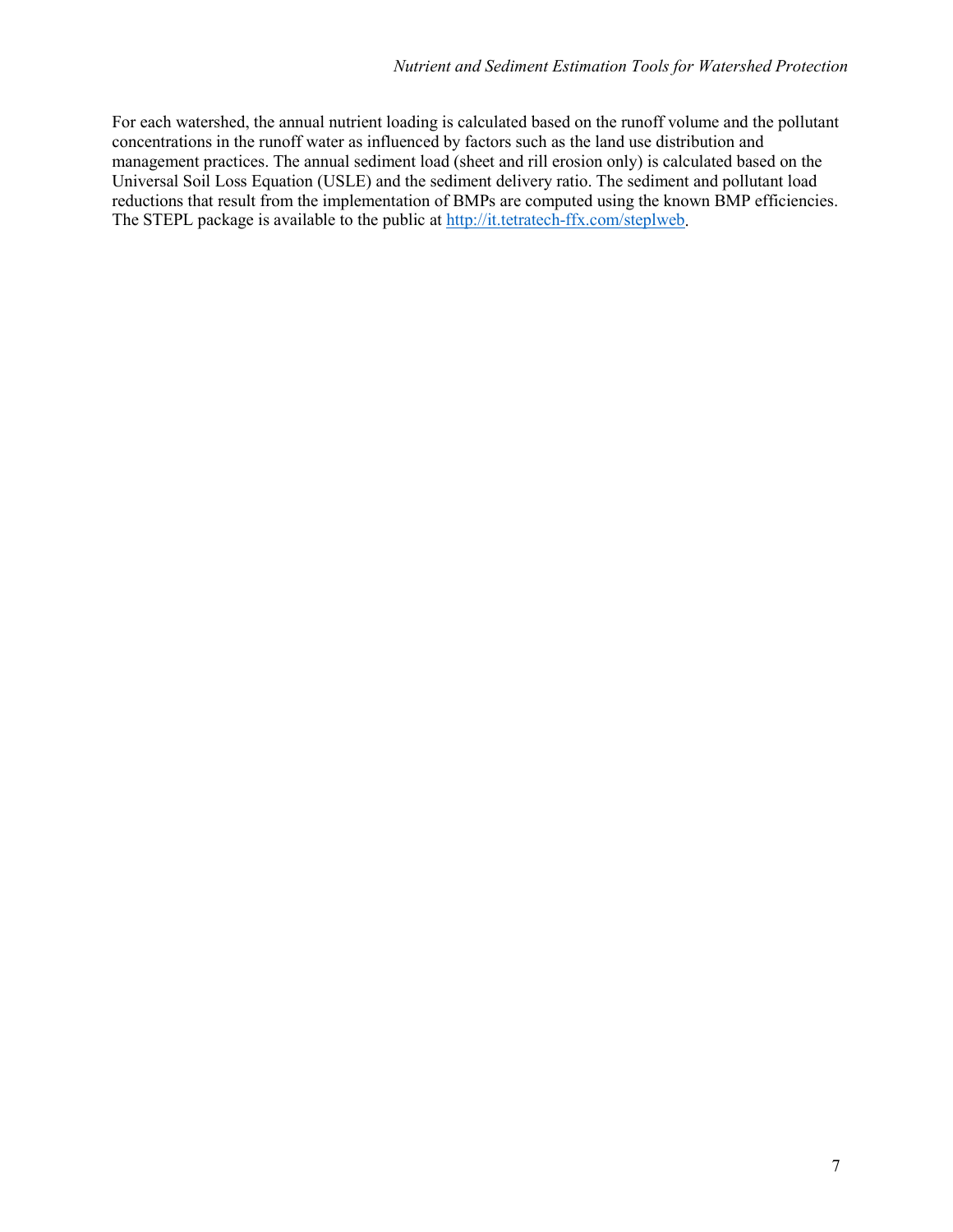For each watershed, the annual nutrient loading is calculated based on the runoff volume and the pollutant concentrations in the runoff water as influenced by factors such as the land use distribution and management practices. The annual sediment load (sheet and rill erosion only) is calculated based on the Universal Soil Loss Equation (USLE) and the sediment delivery ratio. The sediment and pollutant load reductions that result from the implementation of BMPs are computed using the known BMP efficiencies. The STEPL package is available to the public at [http://it.tetratech-ffx.com/steplweb](http://it.tetratech-ffx.com/steplweb).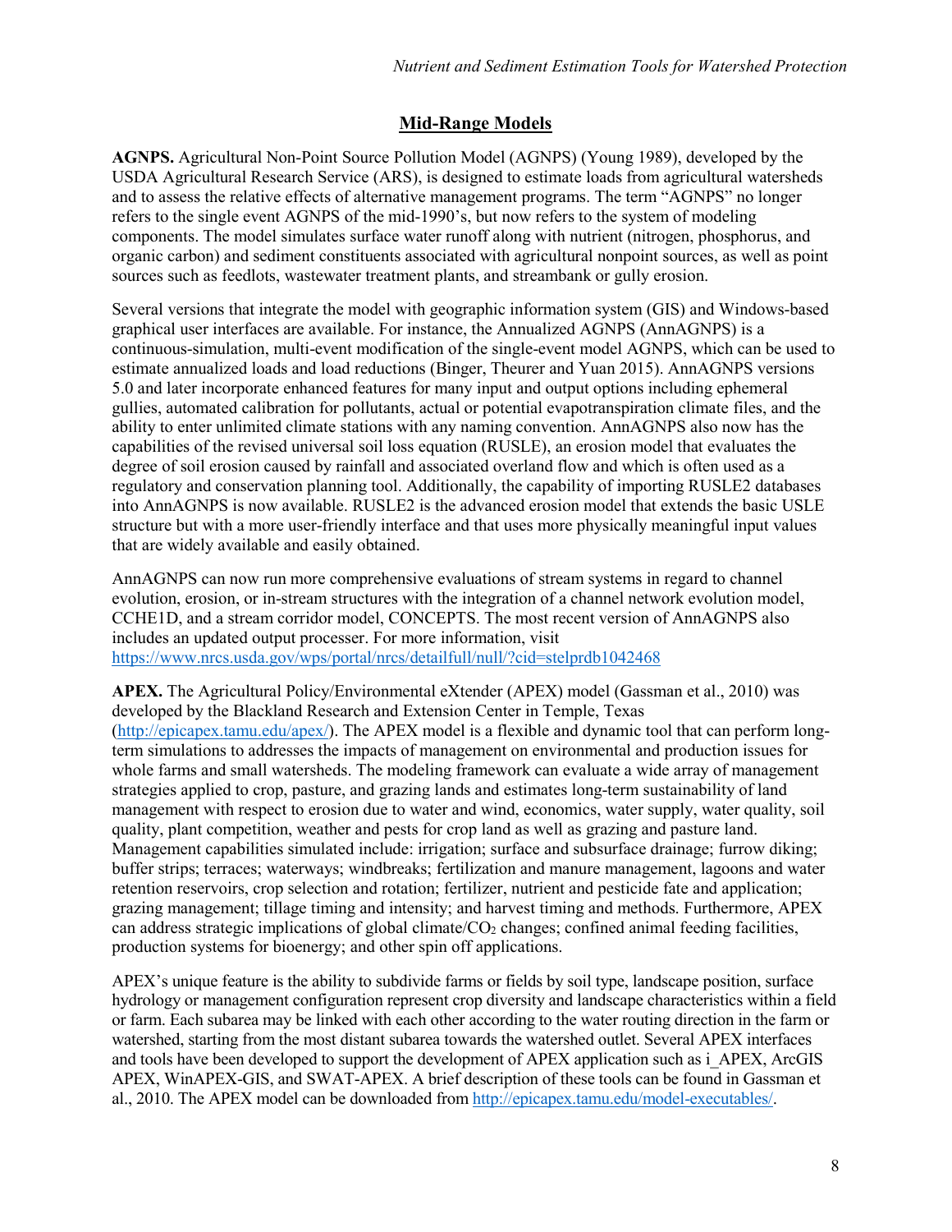## Mid-Range Models

**AGNPS.** Agricultural Non-Point Source Pollution Model (AGNPS) (Young 1989), developed by the USDA Agricultural Research Service (ARS), is designed to estimate loads from agricultural watersheds and to assess the relative effects of alternative management programs. The term "AGNPS" no longer refers to the single event AGNPS of the mid-1990's, but now refers to the system of modeling components. The model simulates surface water runoff along with nutrient (nitrogen, phosphorus, and organic carbon) and sediment constituents associated with agricultural nonpoint sources, as well as point sources such as feedlots, wastewater treatment plants, and streambank or gully erosion.

Several versions that integrate the model with geographic information system (GIS) and Windows-based graphical user interfaces are available. For instance, the Annualized AGNPS (AnnAGNPS) is a continuous-simulation, multi-event modification of the single-event model AGNPS, which can be used to estimate annualized loads and load reductions (Binger, Theurer and Yuan 2015). AnnAGNPS versions 5.0 and later incorporate enhanced features for many input and output options including ephemeral gullies, automated calibration for pollutants, actual or potential evapotranspiration climate files, and the ability to enter unlimited climate stations with any naming convention. AnnAGNPS also now has the capabilities of the revised universal soil loss equation (RUSLE), an erosion model that evaluates the degree of soil erosion caused by rainfall and associated overland flow and which is often used as a regulatory and conservation planning tool. Additionally, the capability of importing RUSLE2 databases into AnnAGNPS is now available. RUSLE2 is the advanced erosion model that extends the basic USLE structure but with a more user-friendly interface and that uses more physically meaningful input values that are widely available and easily obtained.

AnnAGNPS can now run more comprehensive evaluations of stream systems in regard to channel evolution, erosion, or in-stream structures with the integration of a channel network evolution model, CCHE1D, and a stream corridor model, CONCEPTS. The most recent version of AnnAGNPS also includes an updated output processer. For more information, visit https://www.nrcs.usda.gov/wps/portal/nrcs/detailfull/null/?cid=stelprdb1042468

**APEX.** The Agricultural Policy/Environmental eXtender (APEX) model (Gassman et al., 2010) was developed by the Blackland Research and Extension Center in Temple, Texas (http://epicapex.tamu.edu/apex/). The APEX model is a flexible and dynamic tool that can perform long-term simulations to addresses the impacts of management on environmental and production issues for whole farms and small watersheds. The modeling framework can evaluate a wide array of management strategies applied to crop, pasture, and grazing lands and estimates long-term sustainability of land management with respect to erosion due to water and wind, economics, water supply, water quality, soil quality, plant competition, weather and pests for crop land as well as grazing and pasture land. Management capabilities simulated include: irrigation; surface and subsurface drainage; furrow diking; buffer strips; terraces; waterways; windbreaks; fertilization and manure management, lagoons and water retention reservoirs, crop selection and rotation; fertilizer, nutrient and pesticide fate and application; grazing management; tillage timing and intensity; and harvest timing and methods. Furthermore, APEX can address strategic implications of global climate/$CO_2$ changes; confined animal feeding facilities, production systems for bioenergy; and other spin off applications.

APEX's unique feature is the ability to subdivide farms or fields by soil type, landscape position, surface hydrology or management configuration represent crop diversity and landscape characteristics within a field or farm. Each subarea may be linked with each other according to the water routing direction in the farm or watershed, starting from the most distant subarea towards the watershed outlet. Several APEX interfaces and tools have been developed to support the development of APEX application such as i_APEX, ArcGIS APEX, WinAPEX-GIS, and SWAT-APEX. A brief description of these tools can be found in Gassman et al., 2010. The APEX model can be downloaded from http://epicapex.tamu.edu/model-executables/.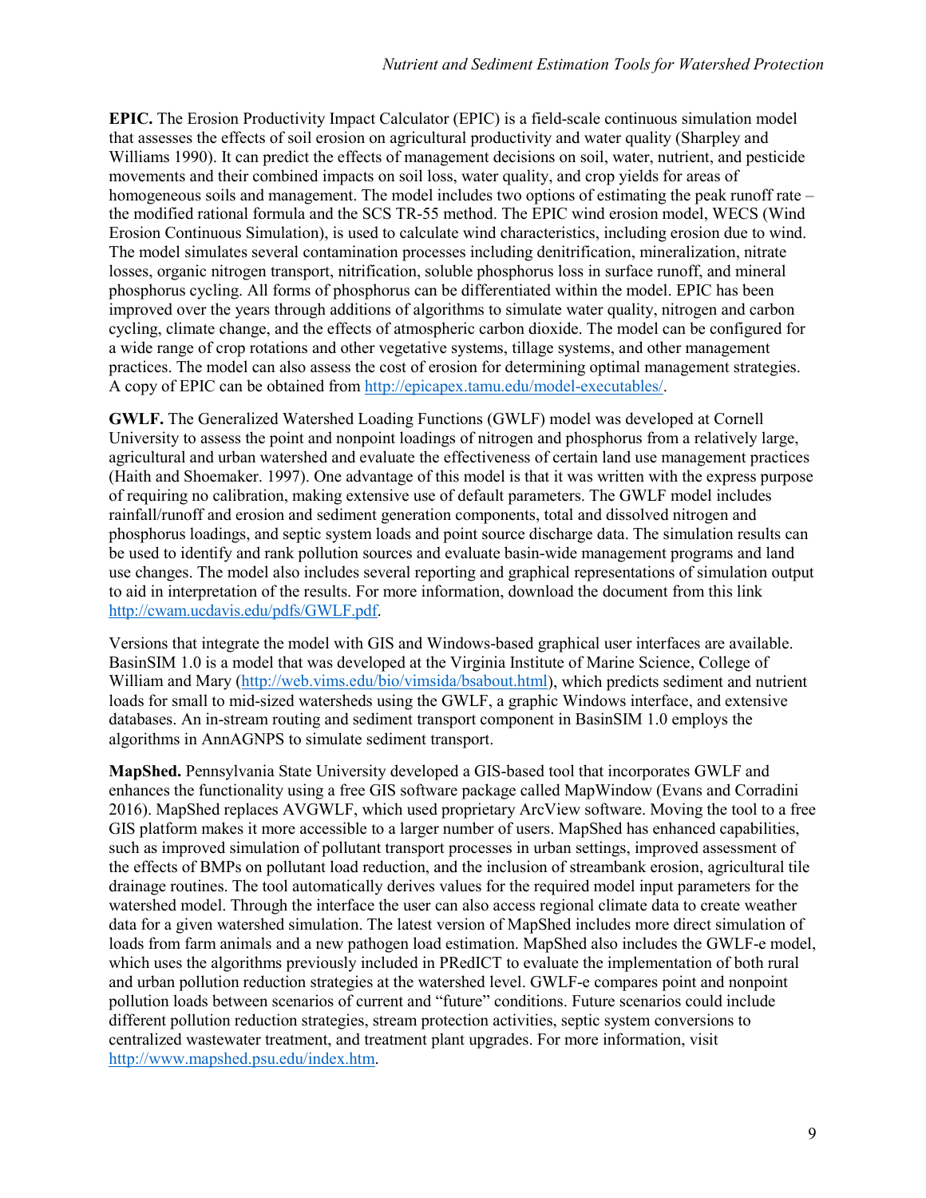**EPIC.** The Erosion Productivity Impact Calculator (EPIC) is a field-scale continuous simulation model that assesses the effects of soil erosion on agricultural productivity and water quality (Sharpley and Williams 1990). It can predict the effects of management decisions on soil, water, nutrient, and pesticide movements and their combined impacts on soil loss, water quality, and crop yields for areas of homogeneous soils and management. The model includes two options of estimating the peak runoff rate – the modified rational formula and the SCS TR-55 method. The EPIC wind erosion model, WECS (Wind Erosion Continuous Simulation), is used to calculate wind characteristics, including erosion due to wind. The model simulates several contamination processes including denitrification, mineralization, nitrate losses, organic nitrogen transport, nitrification, soluble phosphorus loss in surface runoff, and mineral phosphorus cycling. All forms of phosphorus can be differentiated within the model. EPIC has been improved over the years through additions of algorithms to simulate water quality, nitrogen and carbon cycling, climate change, and the effects of atmospheric carbon dioxide. The model can be configured for a wide range of crop rotations and other vegetative systems, tillage systems, and other management practices. The model can also assess the cost of erosion for determining optimal management strategies. A copy of EPIC can be obtained from http://epicapex.tamu.edu/model-executables/.

**GWLF.** The Generalized Watershed Loading Functions (GWLF) model was developed at Cornell University to assess the point and nonpoint loadings of nitrogen and phosphorus from a relatively large, agricultural and urban watershed and evaluate the effectiveness of certain land use management practices (Haith and Shoemaker. 1997). One advantage of this model is that it was written with the express purpose of requiring no calibration, making extensive use of default parameters. The GWLF model includes rainfall/runoff and erosion and sediment generation components, total and dissolved nitrogen and phosphorus loadings, and septic system loads and point source discharge data. The simulation results can be used to identify and rank pollution sources and evaluate basin-wide management programs and land use changes. The model also includes several reporting and graphical representations of simulation output to aid in interpretation of the results. For more information, download the document from this link http://cwam.ucdavis.edu/pdfs/GWLF.pdf.

Versions that integrate the model with GIS and Windows-based graphical user interfaces are available. BasinSIM 1.0 is a model that was developed at the Virginia Institute of Marine Science, College of William and Mary (http://web.vims.edu/bio/vimsida/bsabout.html), which predicts sediment and nutrient loads for small to mid-sized watersheds using the GWLF, a graphic Windows interface, and extensive databases. An in-stream routing and sediment transport component in BasinSIM 1.0 employs the algorithms in AnnAGNPS to simulate sediment transport.

**MapShed.** Pennsylvania State University developed a GIS-based tool that incorporates GWLF and enhances the functionality using a free GIS software package called MapWindow (Evans and Corradini 2016). MapShed replaces AVGWLF, which used proprietary ArcView software. Moving the tool to a free GIS platform makes it more accessible to a larger number of users. MapShed has enhanced capabilities, such as improved simulation of pollutant transport processes in urban settings, improved assessment of the effects of BMPs on pollutant load reduction, and the inclusion of streambank erosion, agricultural tile drainage routines. The tool automatically derives values for the required model input parameters for the watershed model. Through the interface the user can also access regional climate data to create weather data for a given watershed simulation. The latest version of MapShed includes more direct simulation of loads from farm animals and a new pathogen load estimation. MapShed also includes the GWLF-e model, which uses the algorithms previously included in PRedICT to evaluate the implementation of both rural and urban pollution reduction strategies at the watershed level. GWLF-e compares point and nonpoint pollution loads between scenarios of current and "future" conditions. Future scenarios could include different pollution reduction strategies, stream protection activities, septic system conversions to centralized wastewater treatment, and treatment plant upgrades. For more information, visit http://www.mapshed.psu.edu/index.htm.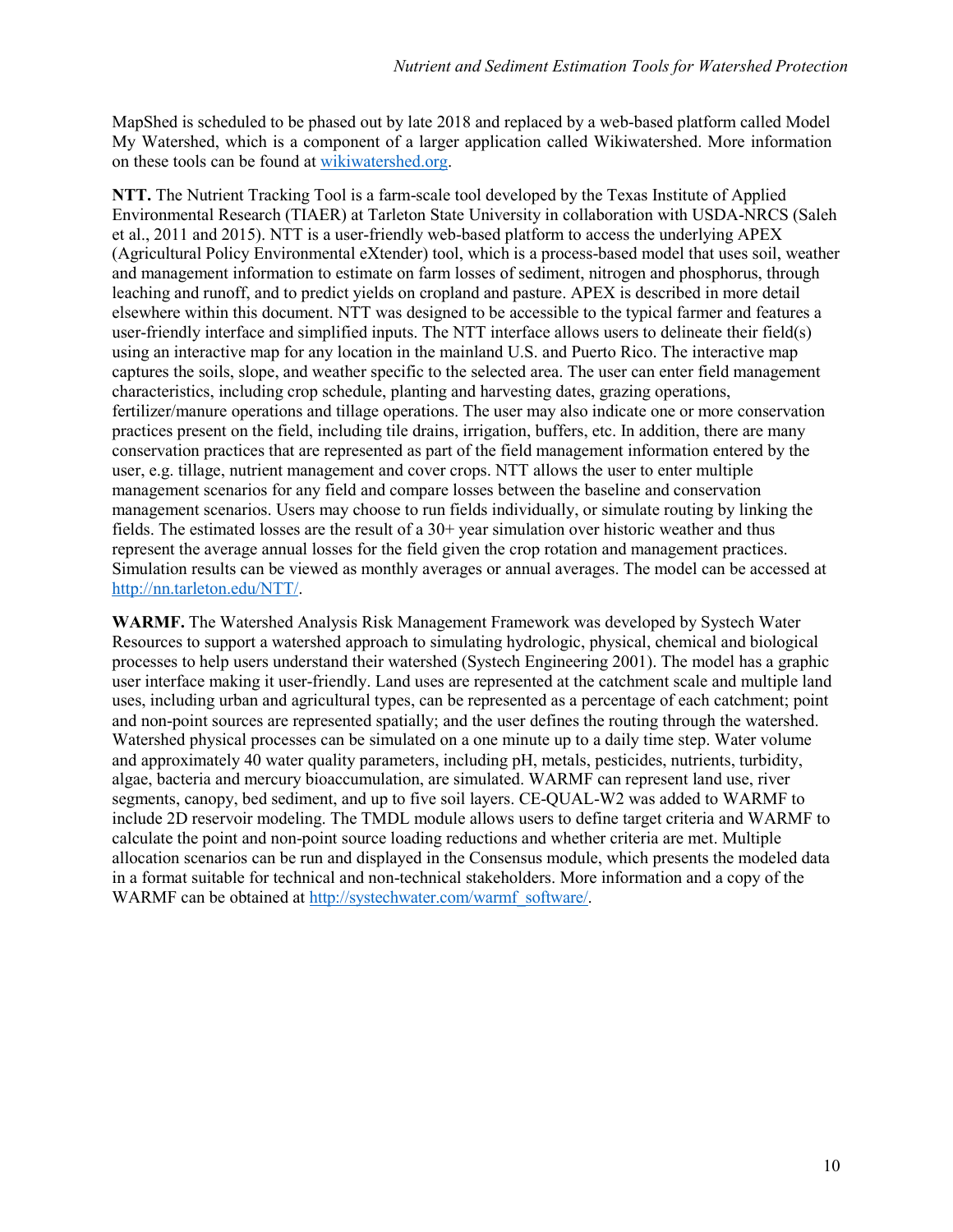MapShed is scheduled to be phased out by late 2018 and replaced by a web-based platform called Model My Watershed, which is a component of a larger application called Wikiwatershed. More information on these tools can be found at [wikiwatershed.org](wikiwatershed.org).

**NTT.** The Nutrient Tracking Tool is a farm-scale tool developed by the Texas Institute of Applied Environmental Research (TIAER) at Tarleton State University in collaboration with USDA-NRCS (Saleh et al., 2011 and 2015). NTT is a user-friendly web-based platform to access the underlying APEX (Agricultural Policy Environmental eXtender) tool, which is a process-based model that uses soil, weather and management information to estimate on farm losses of sediment, nitrogen and phosphorus, through leaching and runoff, and to predict yields on cropland and pasture. APEX is described in more detail elsewhere within this document. NTT was designed to be accessible to the typical farmer and features a user-friendly interface and simplified inputs. The NTT interface allows users to delineate their field(s) using an interactive map for any location in the mainland U.S. and Puerto Rico. The interactive map captures the soils, slope, and weather specific to the selected area. The user can enter field management characteristics, including crop schedule, planting and harvesting dates, grazing operations, fertilizer/manure operations and tillage operations. The user may also indicate one or more conservation practices present on the field, including tile drains, irrigation, buffers, etc. In addition, there are many conservation practices that are represented as part of the field management information entered by the user, e.g. tillage, nutrient management and cover crops. NTT allows the user to enter multiple management scenarios for any field and compare losses between the baseline and conservation management scenarios. Users may choose to run fields individually, or simulate routing by linking the fields. The estimated losses are the result of a 30+ year simulation over historic weather and thus represent the average annual losses for the field given the crop rotation and management practices. Simulation results can be viewed as monthly averages or annual averages. The model can be accessed at [http://nn.tarleton.edu/NTT/](http://nn.tarleton.edu/NTT/).

**WARMF.** The Watershed Analysis Risk Management Framework was developed by Systech Water Resources to support a watershed approach to simulating hydrologic, physical, chemical and biological processes to help users understand their watershed (Systech Engineering 2001). The model has a graphic user interface making it user-friendly. Land uses are represented at the catchment scale and multiple land uses, including urban and agricultural types, can be represented as a percentage of each catchment; point and non-point sources are represented spatially; and the user defines the routing through the watershed. Watershed physical processes can be simulated on a one minute up to a daily time step. Water volume and approximately 40 water quality parameters, including pH, metals, pesticides, nutrients, turbidity, algae, bacteria and mercury bioaccumulation, are simulated. WARMF can represent land use, river segments, canopy, bed sediment, and up to five soil layers. CE-QUAL-W2 was added to WARMF to include 2D reservoir modeling. The TMDL module allows users to define target criteria and WARMF to calculate the point and non-point source loading reductions and whether criteria are met. Multiple allocation scenarios can be run and displayed in the Consensus module, which presents the modeled data in a format suitable for technical and non-technical stakeholders. More information and a copy of the WARMF can be obtained at [http://systechwater.com/warmf_software/](http://systechwater.com/warmf_software/).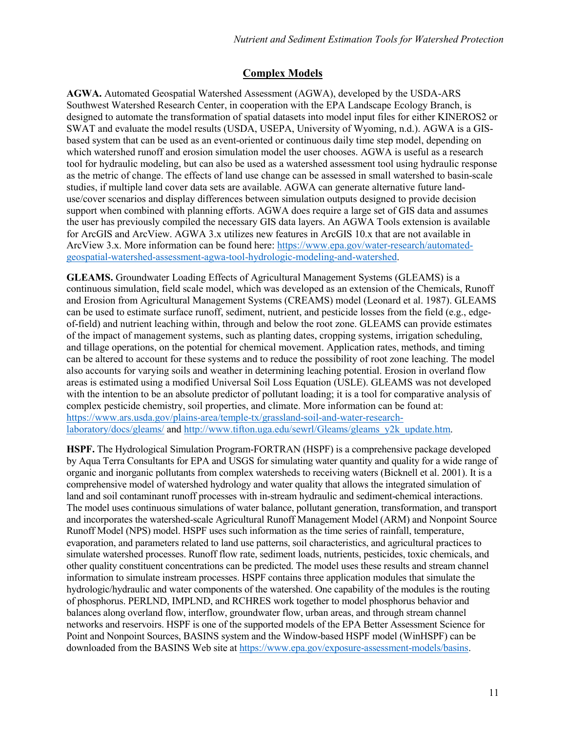## Complex Models

**AGWA.** Automated Geospatial Watershed Assessment (AGWA), developed by the USDA-ARS Southwest Watershed Research Center, in cooperation with the EPA Landscape Ecology Branch, is designed to automate the transformation of spatial datasets into model input files for either KINEROS2 or SWAT and evaluate the model results (USDA, USEPA, University of Wyoming, n.d.). AGWA is a GIS-based system that can be used as an event-oriented or continuous daily time step model, depending on which watershed runoff and erosion simulation model the user chooses. AGWA is useful as a research tool for hydraulic modeling, but can also be used as a watershed assessment tool using hydraulic response as the metric of change. The effects of land use change can be assessed in small watershed to basin-scale studies, if multiple land cover data sets are available. AGWA can generate alternative future land-use/cover scenarios and display differences between simulation outputs designed to provide decision support when combined with planning efforts. AGWA does require a large set of GIS data and assumes the user has previously compiled the necessary GIS data layers. An AGWA Tools extension is available for ArcGIS and ArcView. AGWA 3.x utilizes new features in ArcGIS 10.x that are not available in ArcView 3.x. More information can be found here: https://www.epa.gov/water-research/automated-geospatial-watershed-assessment-agwa-tool-hydrologic-modeling-and-watershed.

**GLEAMS.** Groundwater Loading Effects of Agricultural Management Systems (GLEAMS) is a continuous simulation, field scale model, which was developed as an extension of the Chemicals, Runoff and Erosion from Agricultural Management Systems (CREAMS) model (Leonard et al. 1987). GLEAMS can be used to estimate surface runoff, sediment, nutrient, and pesticide losses from the field (e.g., edge-of-field) and nutrient leaching within, through and below the root zone. GLEAMS can provide estimates of the impact of management systems, such as planting dates, cropping systems, irrigation scheduling, and tillage operations, on the potential for chemical movement. Application rates, methods, and timing can be altered to account for these systems and to reduce the possibility of root zone leaching. The model also accounts for varying soils and weather in determining leaching potential. Erosion in overland flow areas is estimated using a modified Universal Soil Loss Equation (USLE). GLEAMS was not developed with the intention to be an absolute predictor of pollutant loading; it is a tool for comparative analysis of complex pesticide chemistry, soil properties, and climate. More information can be found at: https://www.ars.usda.gov/plains-area/temple-tx/grassland-soil-and-water-research-laboratory/docs/gleams/ and http://www.tifton.uga.edu/sewrl/Gleams/gleams_y2k_update.htm.

**HSPF.** The Hydrological Simulation Program-FORTRAN (HSPF) is a comprehensive package developed by Aqua Terra Consultants for EPA and USGS for simulating water quantity and quality for a wide range of organic and inorganic pollutants from complex watersheds to receiving waters (Bicknell et al. 2001). It is a comprehensive model of watershed hydrology and water quality that allows the integrated simulation of land and soil contaminant runoff processes with in-stream hydraulic and sediment-chemical interactions. The model uses continuous simulations of water balance, pollutant generation, transformation, and transport and incorporates the watershed-scale Agricultural Runoff Management Model (ARM) and Nonpoint Source Runoff Model (NPS) model. HSPF uses such information as the time series of rainfall, temperature, evaporation, and parameters related to land use patterns, soil characteristics, and agricultural practices to simulate watershed processes. Runoff flow rate, sediment loads, nutrients, pesticides, toxic chemicals, and other quality constituent concentrations can be predicted. The model uses these results and stream channel information to simulate instream processes. HSPF contains three application modules that simulate the hydrologic/hydraulic and water components of the watershed. One capability of the modules is the routing of phosphorus. PERLND, IMPLND, and RCHRES work together to model phosphorus behavior and balances along overland flow, interflow, groundwater flow, urban areas, and through stream channel networks and reservoirs. HSPF is one of the supported models of the EPA Better Assessment Science for Point and Nonpoint Sources, BASINS system and the Window-based HSPF model (WinHSPF) can be downloaded from the BASINS Web site at https://www.epa.gov/exposure-assessment-models/basins.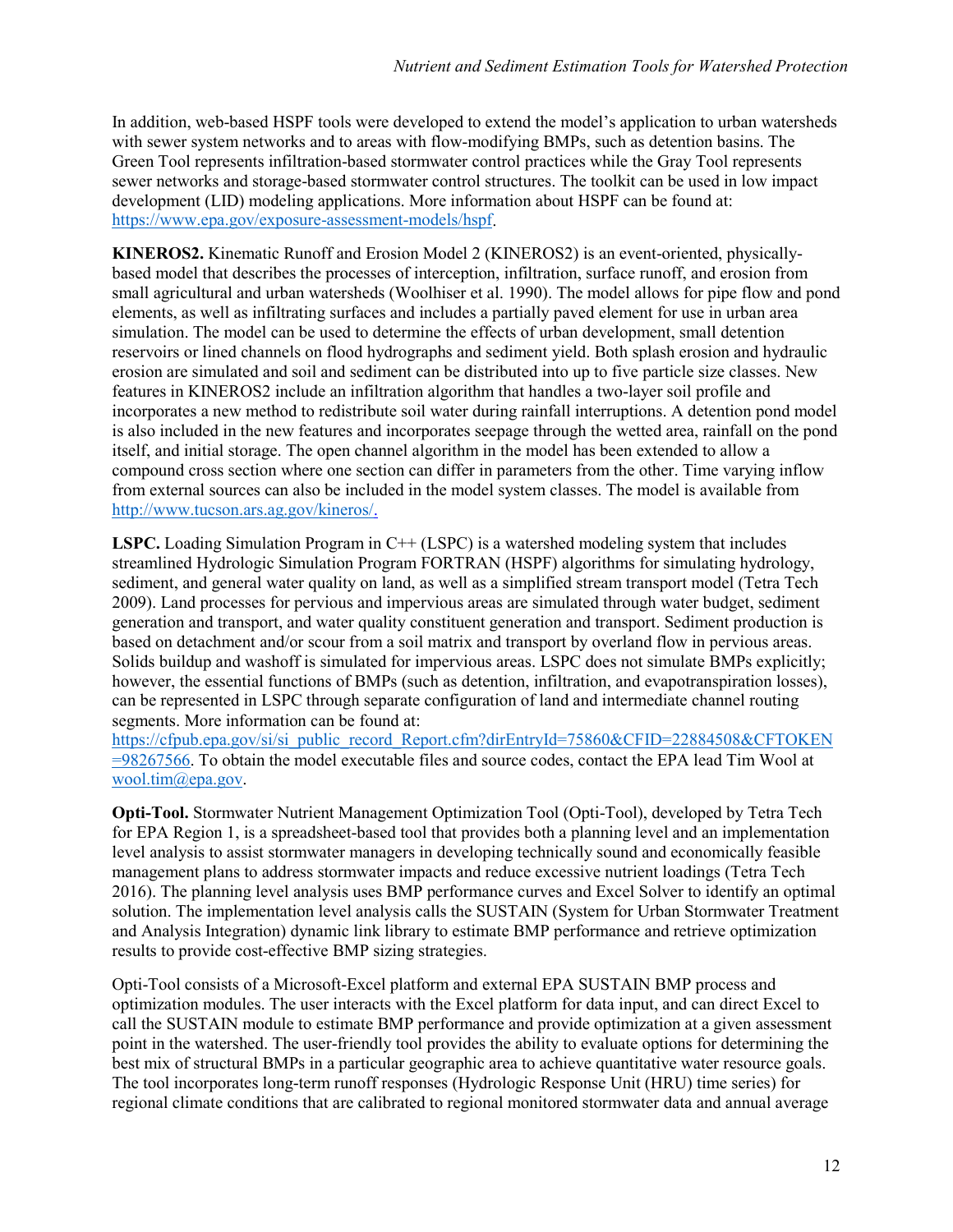In addition, web-based HSPF tools were developed to extend the model's application to urban watersheds with sewer system networks and to areas with flow-modifying BMPs, such as detention basins. The Green Tool represents infiltration-based stormwater control practices while the Gray Tool represents sewer networks and storage-based stormwater control structures. The toolkit can be used in low impact development (LID) modeling applications. More information about HSPF can be found at: https://www.epa.gov/exposure-assessment-models/hspf.

**KINEROS2.** Kinematic Runoff and Erosion Model 2 (KINEROS2) is an event-oriented, physically-based model that describes the processes of interception, infiltration, surface runoff, and erosion from small agricultural and urban watersheds (Woolhiser et al. 1990). The model allows for pipe flow and pond elements, as well as infiltrating surfaces and includes a partially paved element for use in urban area simulation. The model can be used to determine the effects of urban development, small detention reservoirs or lined channels on flood hydrographs and sediment yield. Both splash erosion and hydraulic erosion are simulated and soil and sediment can be distributed into up to five particle size classes. New features in KINEROS2 include an infiltration algorithm that handles a two-layer soil profile and incorporates a new method to redistribute soil water during rainfall interruptions. A detention pond model is also included in the new features and incorporates seepage through the wetted area, rainfall on the pond itself, and initial storage. The open channel algorithm in the model has been extended to allow a compound cross section where one section can differ in parameters from the other. Time varying inflow from external sources can also be included in the model system classes. The model is available from http://www.tucson.ars.ag.gov/kineros/.

**LSPC.** Loading Simulation Program in C++ (LSPC) is a watershed modeling system that includes streamlined Hydrologic Simulation Program FORTRAN (HSPF) algorithms for simulating hydrology, sediment, and general water quality on land, as well as a simplified stream transport model (Tetra Tech 2009). Land processes for pervious and impervious areas are simulated through water budget, sediment generation and transport, and water quality constituent generation and transport. Sediment production is based on detachment and/or scour from a soil matrix and transport by overland flow in pervious areas. Solids buildup and washoff is simulated for impervious areas. LSPC does not simulate BMPs explicitly; however, the essential functions of BMPs (such as detention, infiltration, and evapotranspiration losses), can be represented in LSPC through separate configuration of land and intermediate channel routing segments. More information can be found at: https://cfpub.epa.gov/si/si_public_record_Report.cfm?dirEntryId=75860&CFID=22884508&CFTOKEN=98267566. To obtain the model executable files and source codes, contact the EPA lead Tim Wool at wool.tim@epa.gov.

**Opti-Tool.** Stormwater Nutrient Management Optimization Tool (Opti-Tool), developed by Tetra Tech for EPA Region 1, is a spreadsheet-based tool that provides both a planning level and an implementation level analysis to assist stormwater managers in developing technically sound and economically feasible management plans to address stormwater impacts and reduce excessive nutrient loadings (Tetra Tech 2016). The planning level analysis uses BMP performance curves and Excel Solver to identify an optimal solution. The implementation level analysis calls the SUSTAIN (System for Urban Stormwater Treatment and Analysis Integration) dynamic link library to estimate BMP performance and retrieve optimization results to provide cost-effective BMP sizing strategies.

Opti-Tool consists of a Microsoft-Excel platform and external EPA SUSTAIN BMP process and optimization modules. The user interacts with the Excel platform for data input, and can direct Excel to call the SUSTAIN module to estimate BMP performance and provide optimization at a given assessment point in the watershed. The user-friendly tool provides the ability to evaluate options for determining the best mix of structural BMPs in a particular geographic area to achieve quantitative water resource goals. The tool incorporates long-term runoff responses (Hydrologic Response Unit (HRU) time series) for regional climate conditions that are calibrated to regional monitored stormwater data and annual average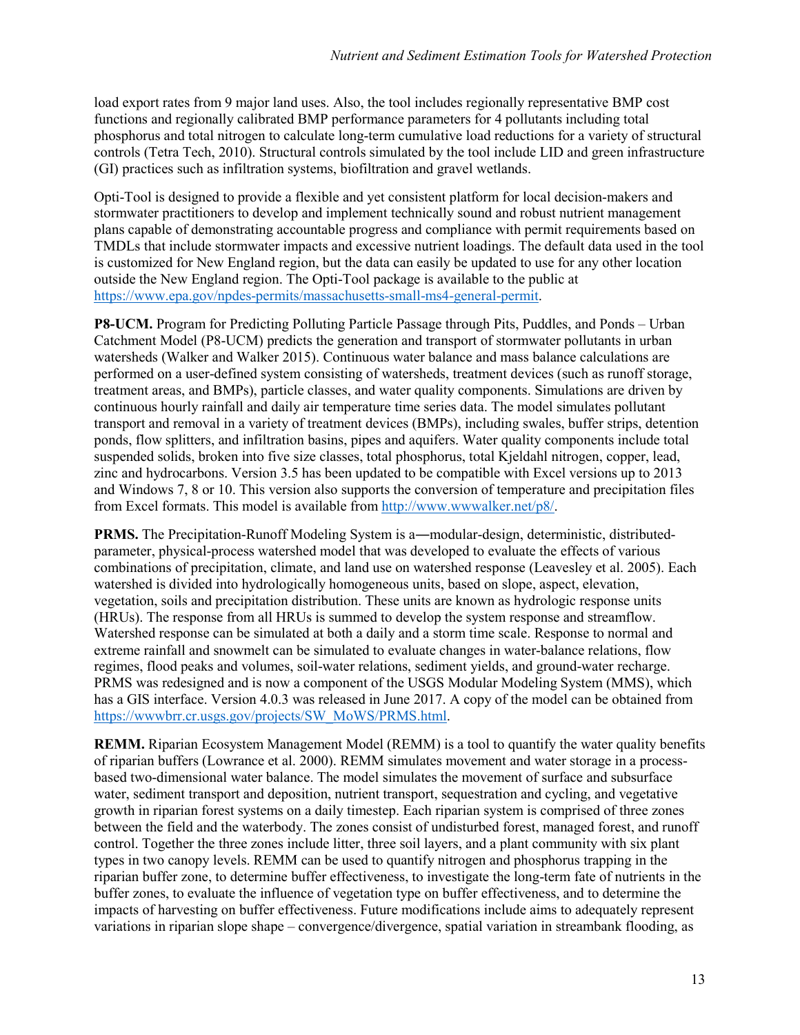load export rates from 9 major land uses. Also, the tool includes regionally representative BMP cost functions and regionally calibrated BMP performance parameters for 4 pollutants including total phosphorus and total nitrogen to calculate long-term cumulative load reductions for a variety of structural controls (Tetra Tech, 2010). Structural controls simulated by the tool include LID and green infrastructure (GI) practices such as infiltration systems, biofiltration and gravel wetlands.

Opti-Tool is designed to provide a flexible and yet consistent platform for local decision-makers and stormwater practitioners to develop and implement technically sound and robust nutrient management plans capable of demonstrating accountable progress and compliance with permit requirements based on TMDLs that include stormwater impacts and excessive nutrient loadings. The default data used in the tool is customized for New England region, but the data can easily be updated to use for any other location outside the New England region. The Opti-Tool package is available to the public at https://www.epa.gov/npdes-permits/massachusetts-small-ms4-general-permit.

**P8-UCM.** Program for Predicting Polluting Particle Passage through Pits, Puddles, and Ponds – Urban Catchment Model (P8-UCM) predicts the generation and transport of stormwater pollutants in urban watersheds (Walker and Walker 2015). Continuous water balance and mass balance calculations are performed on a user-defined system consisting of watersheds, treatment devices (such as runoff storage, treatment areas, and BMPs), particle classes, and water quality components. Simulations are driven by continuous hourly rainfall and daily air temperature time series data. The model simulates pollutant transport and removal in a variety of treatment devices (BMPs), including swales, buffer strips, detention ponds, flow splitters, and infiltration basins, pipes and aquifers. Water quality components include total suspended solids, broken into five size classes, total phosphorus, total Kjeldahl nitrogen, copper, lead, zinc and hydrocarbons. Version 3.5 has been updated to be compatible with Excel versions up to 2013 and Windows 7, 8 or 10. This version also supports the conversion of temperature and precipitation files from Excel formats. This model is available from http://www.wwwalker.net/p8/.

**PRMS.** The Precipitation-Runoff Modeling System is a―modular-design, deterministic, distributed-parameter, physical-process watershed model that was developed to evaluate the effects of various combinations of precipitation, climate, and land use on watershed response (Leavesley et al. 2005). Each watershed is divided into hydrologically homogeneous units, based on slope, aspect, elevation, vegetation, soils and precipitation distribution. These units are known as hydrologic response units (HRUs). The response from all HRUs is summed to develop the system response and streamflow. Watershed response can be simulated at both a daily and a storm time scale. Response to normal and extreme rainfall and snowmelt can be simulated to evaluate changes in water-balance relations, flow regimes, flood peaks and volumes, soil-water relations, sediment yields, and ground-water recharge. PRMS was redesigned and is now a component of the USGS Modular Modeling System (MMS), which has a GIS interface. Version 4.0.3 was released in June 2017. A copy of the model can be obtained from https://wwwbrr.cr.usgs.gov/projects/SW_MoWS/PRMS.html.

**REMM.** Riparian Ecosystem Management Model (REMM) is a tool to quantify the water quality benefits of riparian buffers (Lowrance et al. 2000). REMM simulates movement and water storage in a process-based two-dimensional water balance. The model simulates the movement of surface and subsurface water, sediment transport and deposition, nutrient transport, sequestration and cycling, and vegetative growth in riparian forest systems on a daily timestep. Each riparian system is comprised of three zones between the field and the waterbody. The zones consist of undisturbed forest, managed forest, and runoff control. Together the three zones include litter, three soil layers, and a plant community with six plant types in two canopy levels. REMM can be used to quantify nitrogen and phosphorus trapping in the riparian buffer zone, to determine buffer effectiveness, to investigate the long-term fate of nutrients in the buffer zones, to evaluate the influence of vegetation type on buffer effectiveness, and to determine the impacts of harvesting on buffer effectiveness. Future modifications include aims to adequately represent variations in riparian slope shape – convergence/divergence, spatial variation in streambank flooding, as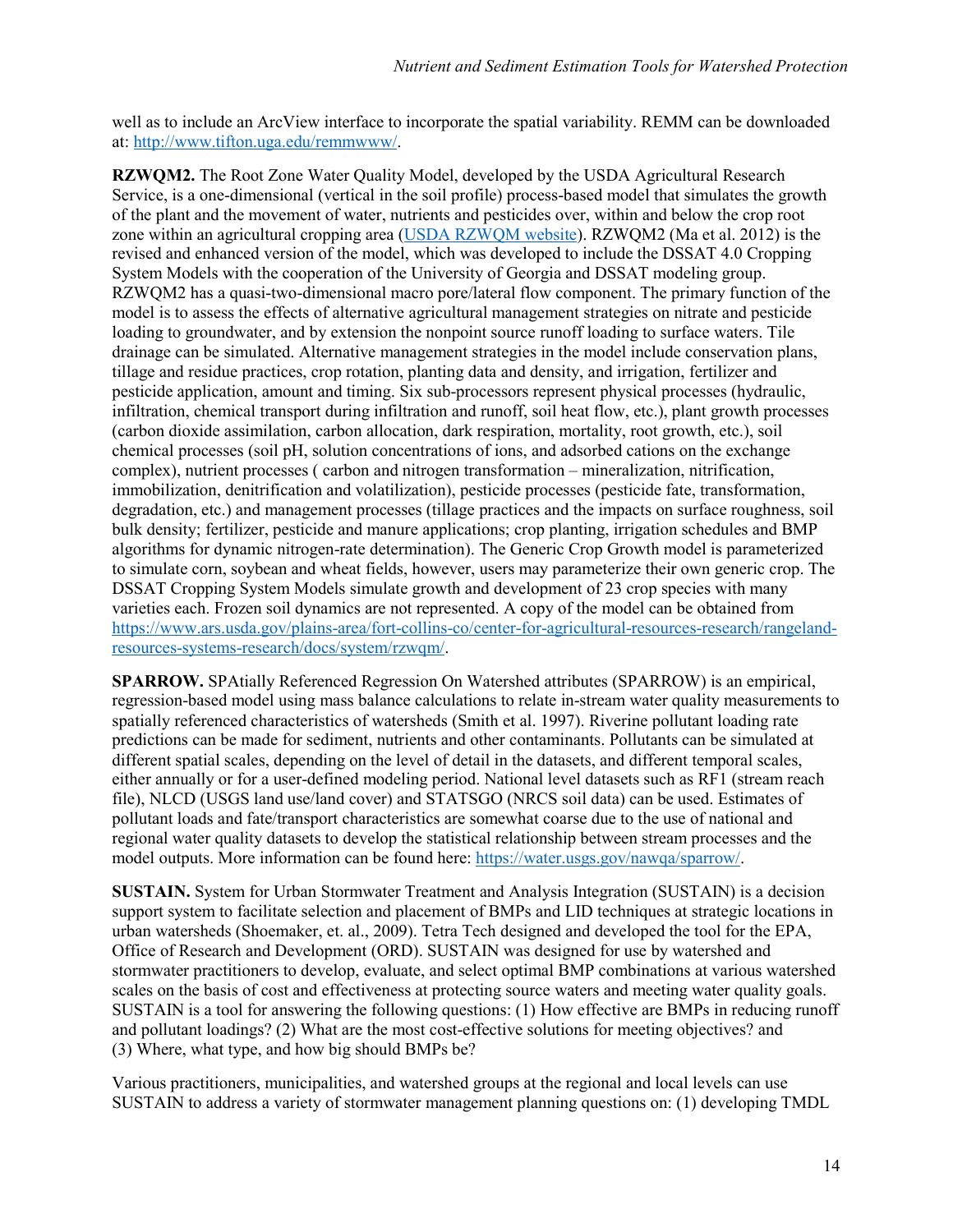well as to include an ArcView interface to incorporate the spatial variability. REMM can be downloaded at: [http://www.tifton.uga.edu/remmwww/](http://www.tifton.uga.edu/remmwww/).

**RZWQM2.** The Root Zone Water Quality Model, developed by the USDA Agricultural Research Service, is a one-dimensional (vertical in the soil profile) process-based model that simulates the growth of the plant and the movement of water, nutrients and pesticides over, within and below the crop root zone within an agricultural cropping area (USDA RZWQM website). RZWQM2 (Ma et al. 2012) is the revised and enhanced version of the model, which was developed to include the DSSAT 4.0 Cropping System Models with the cooperation of the University of Georgia and DSSAT modeling group. RZWQM2 has a quasi-two-dimensional macro pore/lateral flow component. The primary function of the model is to assess the effects of alternative agricultural management strategies on nitrate and pesticide loading to groundwater, and by extension the nonpoint source runoff loading to surface waters. Tile drainage can be simulated. Alternative management strategies in the model include conservation plans, tillage and residue practices, crop rotation, planting data and density, and irrigation, fertilizer and pesticide application, amount and timing. Six sub-processors represent physical processes (hydraulic, infiltration, chemical transport during infiltration and runoff, soil heat flow, etc.), plant growth processes (carbon dioxide assimilation, carbon allocation, dark respiration, mortality, root growth, etc.), soil chemical processes (soil pH, solution concentrations of ions, and adsorbed cations on the exchange complex), nutrient processes ( carbon and nitrogen transformation – mineralization, nitrification, immobilization, denitrification and volatilization), pesticide processes (pesticide fate, transformation, degradation, etc.) and management processes (tillage practices and the impacts on surface roughness, soil bulk density; fertilizer, pesticide and manure applications; crop planting, irrigation schedules and BMP algorithms for dynamic nitrogen-rate determination). The Generic Crop Growth model is parameterized to simulate corn, soybean and wheat fields, however, users may parameterize their own generic crop. The DSSAT Cropping System Models simulate growth and development of 23 crop species with many varieties each. Frozen soil dynamics are not represented. A copy of the model can be obtained from [https://www.ars.usda.gov/plains-area/fort-collins-co/center-for-agricultural-resources-research/rangeland-resources-systems-research/docs/system/rzwqm/](https://www.ars.usda.gov/plains-area/fort-collins-co/center-for-agricultural-resources-research/rangeland-resources-systems-research/docs/system/rzwqm/).

**SPARROW.** SPAtially Referenced Regression On Watershed attributes (SPARROW) is an empirical, regression-based model using mass balance calculations to relate in-stream water quality measurements to spatially referenced characteristics of watersheds (Smith et al. 1997). Riverine pollutant loading rate predictions can be made for sediment, nutrients and other contaminants. Pollutants can be simulated at different spatial scales, depending on the level of detail in the datasets, and different temporal scales, either annually or for a user-defined modeling period. National level datasets such as RF1 (stream reach file), NLCD (USGS land use/land cover) and STATSGO (NRCS soil data) can be used. Estimates of pollutant loads and fate/transport characteristics are somewhat coarse due to the use of national and regional water quality datasets to develop the statistical relationship between stream processes and the model outputs. More information can be found here: [https://water.usgs.gov/nawqa/sparrow/](https://water.usgs.gov/nawqa/sparrow/).

**SUSTAIN.** System for Urban Stormwater Treatment and Analysis Integration (SUSTAIN) is a decision support system to facilitate selection and placement of BMPs and LID techniques at strategic locations in urban watersheds (Shoemaker, et. al., 2009). Tetra Tech designed and developed the tool for the EPA, Office of Research and Development (ORD). SUSTAIN was designed for use by watershed and stormwater practitioners to develop, evaluate, and select optimal BMP combinations at various watershed scales on the basis of cost and effectiveness at protecting source waters and meeting water quality goals. SUSTAIN is a tool for answering the following questions: (1) How effective are BMPs in reducing runoff and pollutant loadings? (2) What are the most cost-effective solutions for meeting objectives? and (3) Where, what type, and how big should BMPs be?

Various practitioners, municipalities, and watershed groups at the regional and local levels can use SUSTAIN to address a variety of stormwater management planning questions on: (1) developing TMDL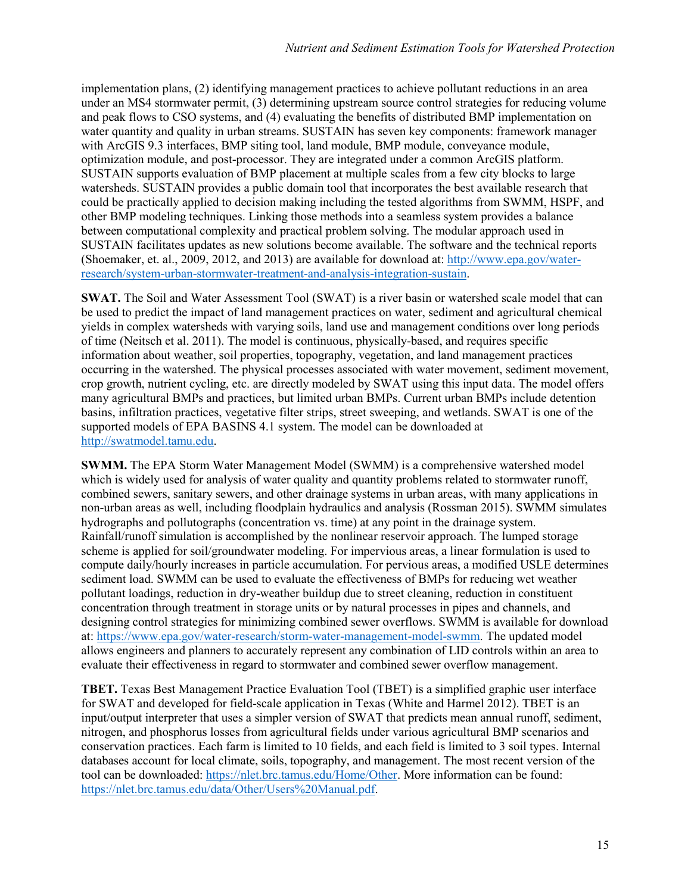implementation plans, (2) identifying management practices to achieve pollutant reductions in an area under an MS4 stormwater permit, (3) determining upstream source control strategies for reducing volume and peak flows to CSO systems, and (4) evaluating the benefits of distributed BMP implementation on water quantity and quality in urban streams. SUSTAIN has seven key components: framework manager with ArcGIS 9.3 interfaces, BMP siting tool, land module, BMP module, conveyance module, optimization module, and post-processor. They are integrated under a common ArcGIS platform. SUSTAIN supports evaluation of BMP placement at multiple scales from a few city blocks to large watersheds. SUSTAIN provides a public domain tool that incorporates the best available research that could be practically applied to decision making including the tested algorithms from SWMM, HSPF, and other BMP modeling techniques. Linking those methods into a seamless system provides a balance between computational complexity and practical problem solving. The modular approach used in SUSTAIN facilitates updates as new solutions become available. The software and the technical reports (Shoemaker, et. al., 2009, 2012, and 2013) are available for download at: [http://www.epa.gov/water-research/system-urban-stormwater-treatment-and-analysis-integration-sustain](http://www.epa.gov/water-research/system-urban-stormwater-treatment-and-analysis-integration-sustain).

**SWAT.** The Soil and Water Assessment Tool (SWAT) is a river basin or watershed scale model that can be used to predict the impact of land management practices on water, sediment and agricultural chemical yields in complex watersheds with varying soils, land use and management conditions over long periods of time (Neitsch et al. 2011). The model is continuous, physically-based, and requires specific information about weather, soil properties, topography, vegetation, and land management practices occurring in the watershed. The physical processes associated with water movement, sediment movement, crop growth, nutrient cycling, etc. are directly modeled by SWAT using this input data. The model offers many agricultural BMPs and practices, but limited urban BMPs. Current urban BMPs include detention basins, infiltration practices, vegetative filter strips, street sweeping, and wetlands. SWAT is one of the supported models of EPA BASINS 4.1 system. The model can be downloaded at [http://swatmodel.tamu.edu](http://swatmodel.tamu.edu).

**SWMM.** The EPA Storm Water Management Model (SWMM) is a comprehensive watershed model which is widely used for analysis of water quality and quantity problems related to stormwater runoff, combined sewers, sanitary sewers, and other drainage systems in urban areas, with many applications in non-urban areas as well, including floodplain hydraulics and analysis (Rossman 2015). SWMM simulates hydrographs and pollutographs (concentration vs. time) at any point in the drainage system. Rainfall/runoff simulation is accomplished by the nonlinear reservoir approach. The lumped storage scheme is applied for soil/groundwater modeling. For impervious areas, a linear formulation is used to compute daily/hourly increases in particle accumulation. For pervious areas, a modified USLE determines sediment load. SWMM can be used to evaluate the effectiveness of BMPs for reducing wet weather pollutant loadings, reduction in dry-weather buildup due to street cleaning, reduction in constituent concentration through treatment in storage units or by natural processes in pipes and channels, and designing control strategies for minimizing combined sewer overflows. SWMM is available for download at: [https://www.epa.gov/water-research/storm-water-management-model-swmm](https://www.epa.gov/water-research/storm-water-management-model-swmm). The updated model allows engineers and planners to accurately represent any combination of LID controls within an area to evaluate their effectiveness in regard to stormwater and combined sewer overflow management.

**TBET.** Texas Best Management Practice Evaluation Tool (TBET) is a simplified graphic user interface for SWAT and developed for field-scale application in Texas (White and Harmel 2012). TBET is an input/output interpreter that uses a simpler version of SWAT that predicts mean annual runoff, sediment, nitrogen, and phosphorus losses from agricultural fields under various agricultural BMP scenarios and conservation practices. Each farm is limited to 10 fields, and each field is limited to 3 soil types. Internal databases account for local climate, soils, topography, and management. The most recent version of the tool can be downloaded: [https://nlet.brc.tamus.edu/Home/Other](https://nlet.brc.tamus.edu/Home/Other). More information can be found: [https://nlet.brc.tamus.edu/data/Other/Users%20Manual.pdf](https://nlet.brc.tamus.edu/data/Other/Users%20Manual.pdf).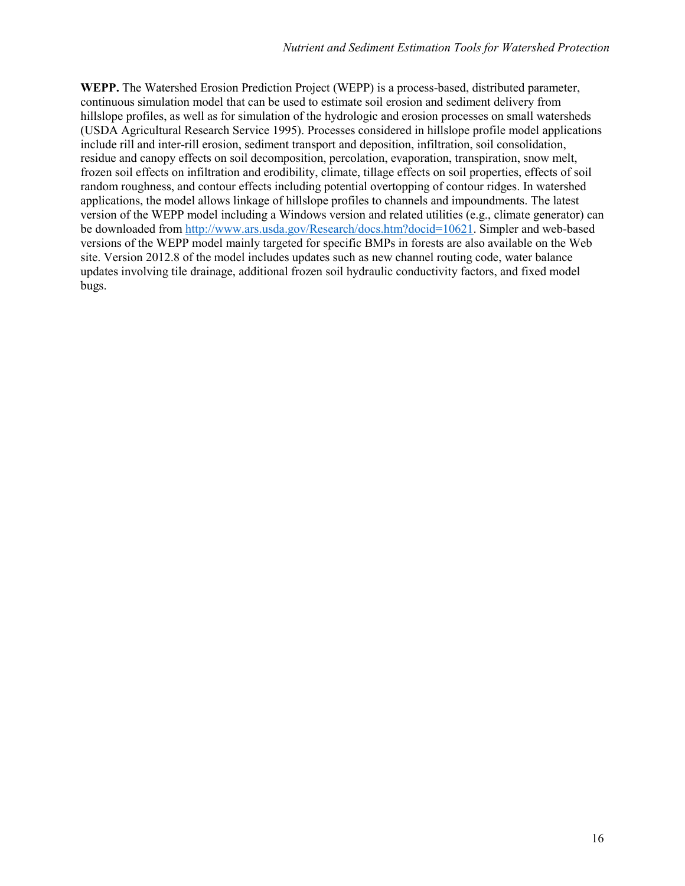**WEPP.** The Watershed Erosion Prediction Project (WEPP) is a process-based, distributed parameter, continuous simulation model that can be used to estimate soil erosion and sediment delivery from hillslope profiles, as well as for simulation of the hydrologic and erosion processes on small watersheds (USDA Agricultural Research Service 1995). Processes considered in hillslope profile model applications include rill and inter-rill erosion, sediment transport and deposition, infiltration, soil consolidation, residue and canopy effects on soil decomposition, percolation, evaporation, transpiration, snow melt, frozen soil effects on infiltration and erodibility, climate, tillage effects on soil properties, effects of soil random roughness, and contour effects including potential overtopping of contour ridges. In watershed applications, the model allows linkage of hillslope profiles to channels and impoundments. The latest version of the WEPP model including a Windows version and related utilities (e.g., climate generator) can be downloaded from http://www.ars.usda.gov/Research/docs.htm?docid=10621. Simpler and web-based versions of the WEPP model mainly targeted for specific BMPs in forests are also available on the Web site. Version 2012.8 of the model includes updates such as new channel routing code, water balance updates involving tile drainage, additional frozen soil hydraulic conductivity factors, and fixed model bugs.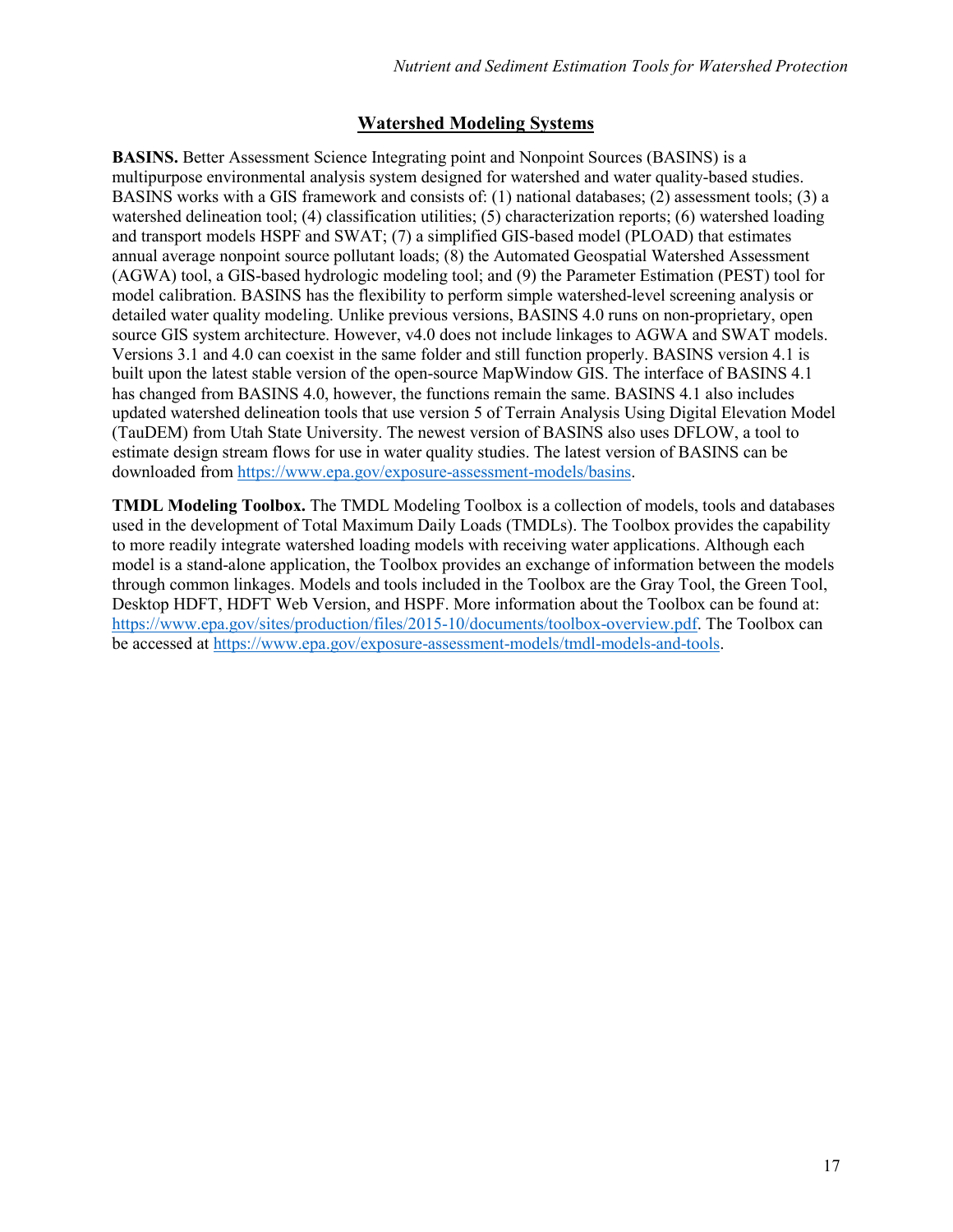## Watershed Modeling Systems

**BASINS.** Better Assessment Science Integrating point and Nonpoint Sources (BASINS) is a multipurpose environmental analysis system designed for watershed and water quality-based studies. BASINS works with a GIS framework and consists of: (1) national databases; (2) assessment tools; (3) a watershed delineation tool; (4) classification utilities; (5) characterization reports; (6) watershed loading and transport models HSPF and SWAT; (7) a simplified GIS-based model (PLOAD) that estimates annual average nonpoint source pollutant loads; (8) the Automated Geospatial Watershed Assessment (AGWA) tool, a GIS-based hydrologic modeling tool; and (9) the Parameter Estimation (PEST) tool for model calibration. BASINS has the flexibility to perform simple watershed-level screening analysis or detailed water quality modeling. Unlike previous versions, BASINS 4.0 runs on non-proprietary, open source GIS system architecture. However, v4.0 does not include linkages to AGWA and SWAT models. Versions 3.1 and 4.0 can coexist in the same folder and still function properly. BASINS version 4.1 is built upon the latest stable version of the open-source MapWindow GIS. The interface of BASINS 4.1 has changed from BASINS 4.0, however, the functions remain the same. BASINS 4.1 also includes updated watershed delineation tools that use version 5 of Terrain Analysis Using Digital Elevation Model (TauDEM) from Utah State University. The newest version of BASINS also uses DFLOW, a tool to estimate design stream flows for use in water quality studies. The latest version of BASINS can be downloaded from https://www.epa.gov/exposure-assessment-models/basins.

**TMDL Modeling Toolbox.** The TMDL Modeling Toolbox is a collection of models, tools and databases used in the development of Total Maximum Daily Loads (TMDLs). The Toolbox provides the capability to more readily integrate watershed loading models with receiving water applications. Although each model is a stand-alone application, the Toolbox provides an exchange of information between the models through common linkages. Models and tools included in the Toolbox are the Gray Tool, the Green Tool, Desktop HDFT, HDFT Web Version, and HSPF. More information about the Toolbox can be found at: https://www.epa.gov/sites/production/files/2015-10/documents/toolbox-overview.pdf. The Toolbox can be accessed at https://www.epa.gov/exposure-assessment-models/tmdl-models-and-tools.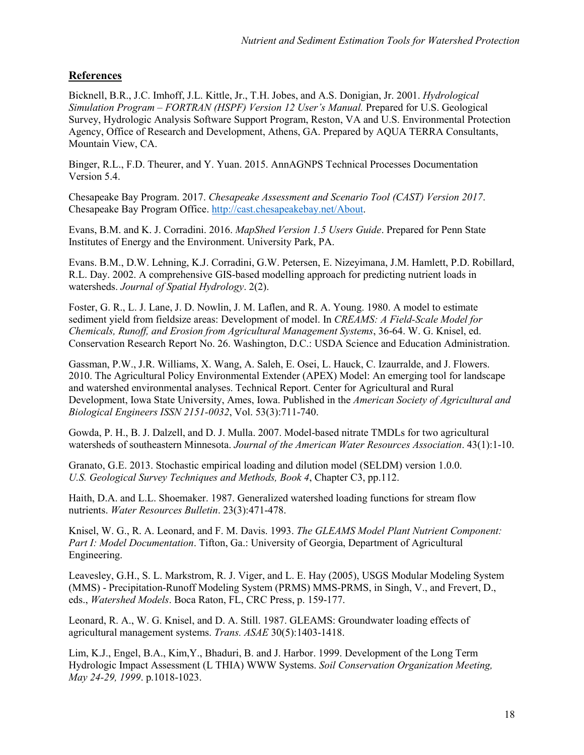## References

Bicknell, B.R., J.C. Imhoff, J.L. Kittle, Jr., T.H. Jobes, and A.S. Donigian, Jr. 2001. *Hydrological Simulation Program – FORTRAN (HSPF) Version 12 User's Manual.* Prepared for U.S. Geological Survey, Hydrologic Analysis Software Support Program, Reston, VA and U.S. Environmental Protection Agency, Office of Research and Development, Athens, GA. Prepared by AQUA TERRA Consultants, Mountain View, CA.

Binger, R.L., F.D. Theurer, and Y. Yuan. 2015. AnnAGNPS Technical Processes Documentation Version 5.4.

Chesapeake Bay Program. 2017. *Chesapeake Assessment and Scenario Tool (CAST) Version 2017*. Chesapeake Bay Program Office. http://cast.chesapeakebay.net/About.

Evans, B.M. and K. J. Corradini. 2016. *MapShed Version 1.5 Users Guide*. Prepared for Penn State Institutes of Energy and the Environment. University Park, PA.

Evans. B.M., D.W. Lehning, K.J. Corradini, G.W. Petersen, E. Nizeyimana, J.M. Hamlett, P.D. Robillard, R.L. Day. 2002. A comprehensive GIS-based modelling approach for predicting nutrient loads in watersheds. *Journal of Spatial Hydrology*. 2(2).

Foster, G. R., L. J. Lane, J. D. Nowlin, J. M. Laflen, and R. A. Young. 1980. A model to estimate sediment yield from fieldsize areas: Development of model. In *CREAMS: A Field-Scale Model for Chemicals, Runoff, and Erosion from Agricultural Management Systems*, 36-64. W. G. Knisel, ed. Conservation Research Report No. 26. Washington, D.C.: USDA Science and Education Administration.

Gassman, P.W., J.R. Williams, X. Wang, A. Saleh, E. Osei, L. Hauck, C. Izaurralde, and J. Flowers. 2010. The Agricultural Policy Environmental Extender (APEX) Model: An emerging tool for landscape and watershed environmental analyses. Technical Report. Center for Agricultural and Rural Development, Iowa State University, Ames, Iowa. Published in the *American Society of Agricultural and Biological Engineers ISSN 2151-0032*, Vol. 53(3):711-740.

Gowda, P. H., B. J. Dalzell, and D. J. Mulla. 2007. Model-based nitrate TMDLs for two agricultural watersheds of southeastern Minnesota. *Journal of the American Water Resources Association*. 43(1):1-10.

Granato, G.E. 2013. Stochastic empirical loading and dilution model (SELDM) version 1.0.0. *U.S. Geological Survey Techniques and Methods, Book 4*, Chapter C3, pp.112.

Haith, D.A. and L.L. Shoemaker. 1987. Generalized watershed loading functions for stream flow nutrients. *Water Resources Bulletin*. 23(3):471-478.

Knisel, W. G., R. A. Leonard, and F. M. Davis. 1993. *The GLEAMS Model Plant Nutrient Component: Part I: Model Documentation*. Tifton, Ga.: University of Georgia, Department of Agricultural Engineering.

Leavesley, G.H., S. L. Markstrom, R. J. Viger, and L. E. Hay (2005), USGS Modular Modeling System (MMS) - Precipitation-Runoff Modeling System (PRMS) MMS-PRMS, in Singh, V., and Frevert, D., eds., *Watershed Models*. Boca Raton, FL, CRC Press, p. 159-177.

Leonard, R. A., W. G. Knisel, and D. A. Still. 1987. GLEAMS: Groundwater loading effects of agricultural management systems. *Trans. ASAE* 30(5):1403-1418.

Lim, K.J., Engel, B.A., Kim,Y., Bhaduri, B. and J. Harbor. 1999. Development of the Long Term Hydrologic Impact Assessment (L THIA) WWW Systems. *Soil Conservation Organization Meeting, May 24-29, 1999*. p.1018-1023.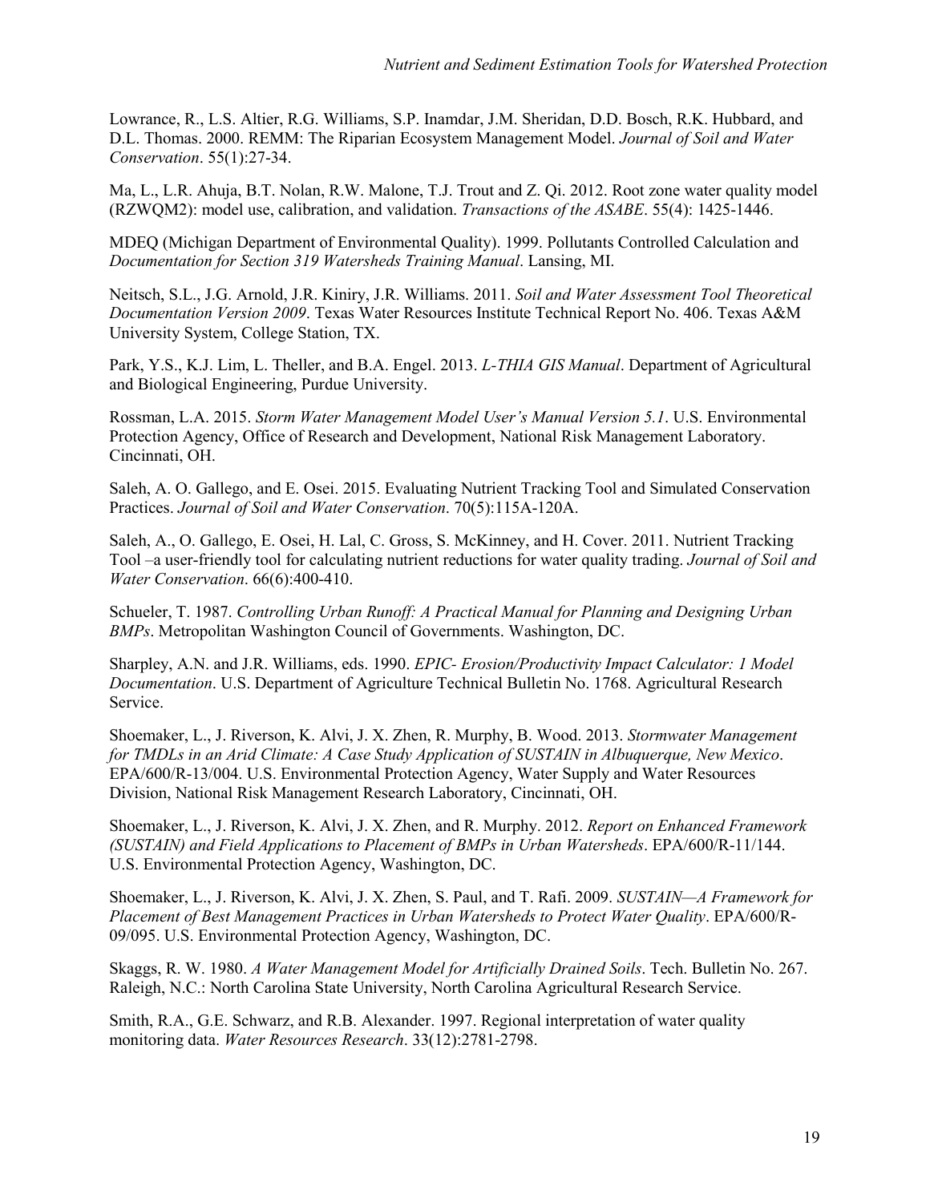Lowrance, R., L.S. Altier, R.G. Williams, S.P. Inamdar, J.M. Sheridan, D.D. Bosch, R.K. Hubbard, and D.L. Thomas. 2000. REMM: The Riparian Ecosystem Management Model. *Journal of Soil and Water Conservation*. 55(1):27-34.

Ma, L., L.R. Ahuja, B.T. Nolan, R.W. Malone, T.J. Trout and Z. Qi. 2012. Root zone water quality model (RZWQM2): model use, calibration, and validation. *Transactions of the ASABE*. 55(4): 1425-1446.

MDEQ (Michigan Department of Environmental Quality). 1999. Pollutants Controlled Calculation and *Documentation for Section 319 Watersheds Training Manual*. Lansing, MI.

Neitsch, S.L., J.G. Arnold, J.R. Kiniry, J.R. Williams. 2011. *Soil and Water Assessment Tool Theoretical Documentation Version 2009*. Texas Water Resources Institute Technical Report No. 406. Texas A&M University System, College Station, TX.

Park, Y.S., K.J. Lim, L. Theller, and B.A. Engel. 2013. *L-THIA GIS Manual*. Department of Agricultural and Biological Engineering, Purdue University.

Rossman, L.A. 2015. *Storm Water Management Model User's Manual Version 5.1*. U.S. Environmental Protection Agency, Office of Research and Development, National Risk Management Laboratory. Cincinnati, OH.

Saleh, A. O. Gallego, and E. Osei. 2015. Evaluating Nutrient Tracking Tool and Simulated Conservation Practices. *Journal of Soil and Water Conservation*. 70(5):115A-120A.

Saleh, A., O. Gallego, E. Osei, H. Lal, C. Gross, S. McKinney, and H. Cover. 2011. Nutrient Tracking Tool –a user-friendly tool for calculating nutrient reductions for water quality trading. *Journal of Soil and Water Conservation*. 66(6):400-410.

Schueler, T. 1987. *Controlling Urban Runoff: A Practical Manual for Planning and Designing Urban BMPs*. Metropolitan Washington Council of Governments. Washington, DC.

Sharpley, A.N. and J.R. Williams, eds. 1990. *EPIC- Erosion/Productivity Impact Calculator: 1 Model Documentation*. U.S. Department of Agriculture Technical Bulletin No. 1768. Agricultural Research Service.

Shoemaker, L., J. Riverson, K. Alvi, J. X. Zhen, R. Murphy, B. Wood. 2013. *Stormwater Management for TMDLs in an Arid Climate: A Case Study Application of SUSTAIN in Albuquerque, New Mexico*. EPA/600/R-13/004. U.S. Environmental Protection Agency, Water Supply and Water Resources Division, National Risk Management Research Laboratory, Cincinnati, OH.

Shoemaker, L., J. Riverson, K. Alvi, J. X. Zhen, and R. Murphy. 2012. *Report on Enhanced Framework (SUSTAIN) and Field Applications to Placement of BMPs in Urban Watersheds*. EPA/600/R-11/144. U.S. Environmental Protection Agency, Washington, DC.

Shoemaker, L., J. Riverson, K. Alvi, J. X. Zhen, S. Paul, and T. Rafi. 2009. *SUSTAIN—A Framework for Placement of Best Management Practices in Urban Watersheds to Protect Water Quality*. EPA/600/R-09/095. U.S. Environmental Protection Agency, Washington, DC.

Skaggs, R. W. 1980. *A Water Management Model for Artificially Drained Soils*. Tech. Bulletin No. 267. Raleigh, N.C.: North Carolina State University, North Carolina Agricultural Research Service.

Smith, R.A., G.E. Schwarz, and R.B. Alexander. 1997. Regional interpretation of water quality monitoring data. *Water Resources Research*. 33(12):2781-2798.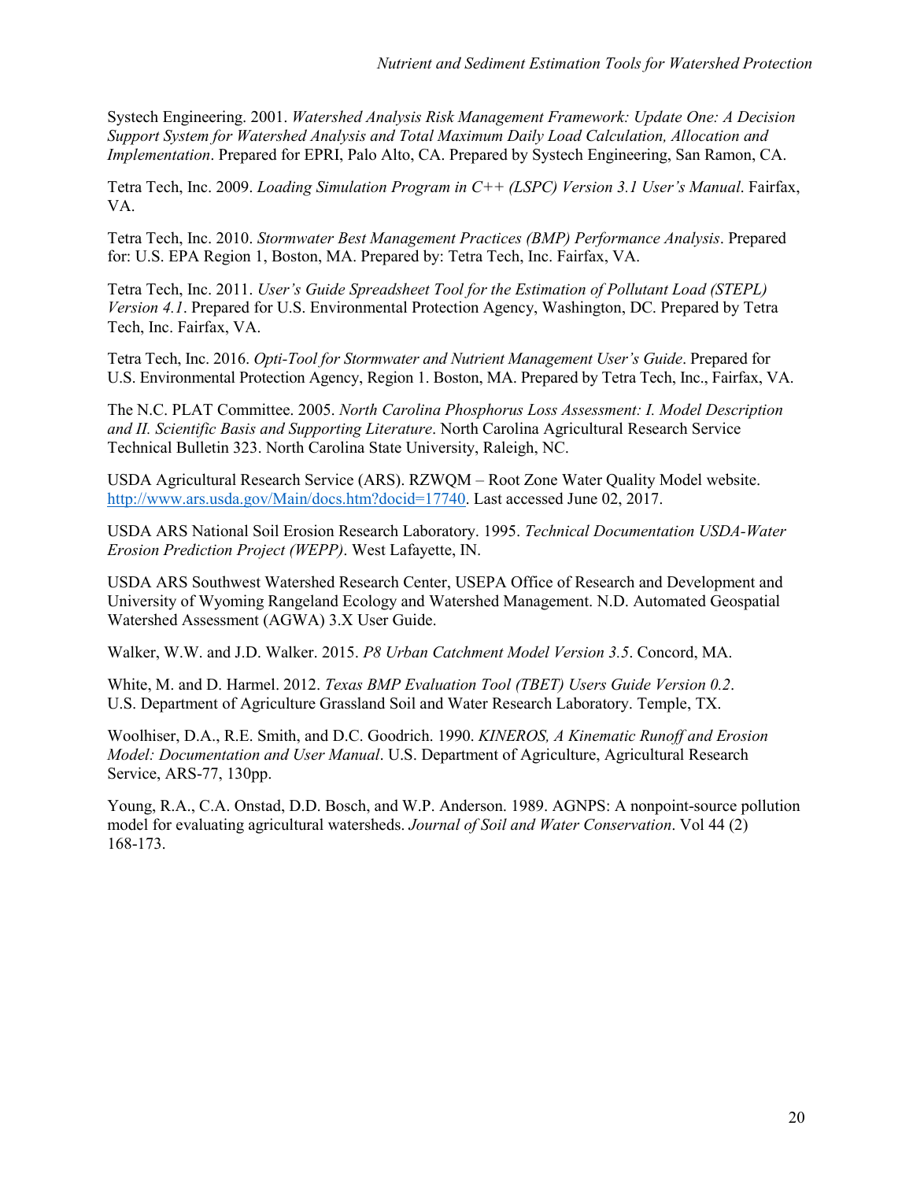Systech Engineering. 2001. *Watershed Analysis Risk Management Framework: Update One: A Decision Support System for Watershed Analysis and Total Maximum Daily Load Calculation, Allocation and Implementation*. Prepared for EPRI, Palo Alto, CA. Prepared by Systech Engineering, San Ramon, CA.

Tetra Tech, Inc. 2009. *Loading Simulation Program in C++ (LSPC) Version 3.1 User's Manual*. Fairfax, VA.

Tetra Tech, Inc. 2010. *Stormwater Best Management Practices (BMP) Performance Analysis*. Prepared for: U.S. EPA Region 1, Boston, MA. Prepared by: Tetra Tech, Inc. Fairfax, VA.

Tetra Tech, Inc. 2011. *User's Guide Spreadsheet Tool for the Estimation of Pollutant Load (STEPL) Version 4.1*. Prepared for U.S. Environmental Protection Agency, Washington, DC. Prepared by Tetra Tech, Inc. Fairfax, VA.

Tetra Tech, Inc. 2016. *Opti-Tool for Stormwater and Nutrient Management User's Guide*. Prepared for U.S. Environmental Protection Agency, Region 1. Boston, MA. Prepared by Tetra Tech, Inc., Fairfax, VA.

The N.C. PLAT Committee. 2005. *North Carolina Phosphorus Loss Assessment: I. Model Description and II. Scientific Basis and Supporting Literature*. North Carolina Agricultural Research Service Technical Bulletin 323. North Carolina State University, Raleigh, NC.

USDA Agricultural Research Service (ARS). RZWQM – Root Zone Water Quality Model website. http://www.ars.usda.gov/Main/docs.htm?docid=17740. Last accessed June 02, 2017.

USDA ARS National Soil Erosion Research Laboratory. 1995. *Technical Documentation USDA-Water Erosion Prediction Project (WEPP)*. West Lafayette, IN.

USDA ARS Southwest Watershed Research Center, USEPA Office of Research and Development and University of Wyoming Rangeland Ecology and Watershed Management. N.D. Automated Geospatial Watershed Assessment (AGWA) 3.X User Guide.

Walker, W.W. and J.D. Walker. 2015. *P8 Urban Catchment Model Version 3.5*. Concord, MA.

White, M. and D. Harmel. 2012. *Texas BMP Evaluation Tool (TBET) Users Guide Version 0.2*. U.S. Department of Agriculture Grassland Soil and Water Research Laboratory. Temple, TX.

Woolhiser, D.A., R.E. Smith, and D.C. Goodrich. 1990. *KINEROS, A Kinematic Runoff and Erosion Model: Documentation and User Manual*. U.S. Department of Agriculture, Agricultural Research Service, ARS-77, 130pp.

Young, R.A., C.A. Onstad, D.D. Bosch, and W.P. Anderson. 1989. AGNPS: A nonpoint-source pollution model for evaluating agricultural watersheds. *Journal of Soil and Water Conservation*. Vol 44 (2) 168-173.